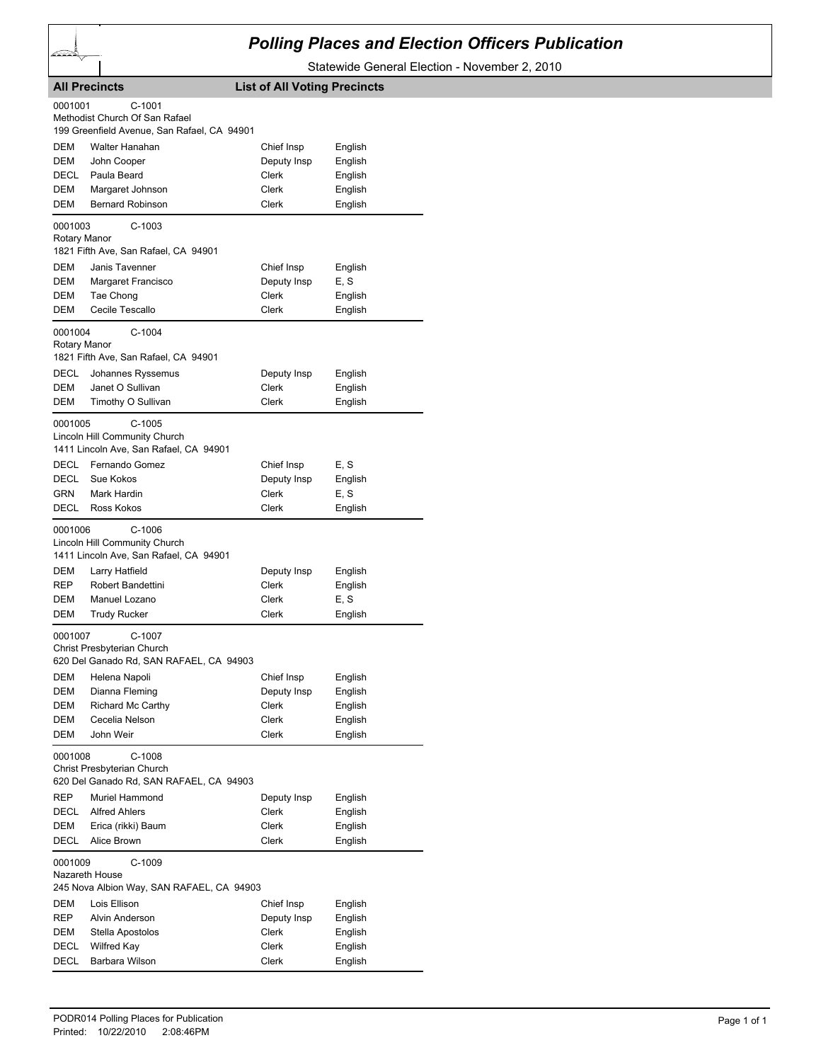# Polling Places and Election Officers Publication

Statewide General Election - November 2, 2010

**All Precincts** **List of All Voting Precincts**

0001001 C-1001
Methodist Church Of San Rafael
199 Greenfield Avenue, San Rafael, CA 94901

| | | | |
|---|---|---|---|
| DEM | Walter Hanahan | Chief Insp | English |
| DEM | John Cooper | Deputy Insp | English |
| DECL | Paula Beard | Clerk | English |
| DEM | Margaret Johnson | Clerk | English |
| DEM | Bernard Robinson | Clerk | English |

0001003 C-1003
Rotary Manor
1821 Fifth Ave, San Rafael, CA 94901

| | | | |
|---|---|---|---|
| DEM | Janis Tavenner | Chief Insp | English |
| DEM | Margaret Francisco | Deputy Insp | E, S |
| DEM | Tae Chong | Clerk | English |
| DEM | Cecile Tescallo | Clerk | English |

0001004 C-1004
Rotary Manor
1821 Fifth Ave, San Rafael, CA 94901

| | | | |
|---|---|---|---|
| DECL | Johannes Ryssemus | Deputy Insp | English |
| DEM | Janet O Sullivan | Clerk | English |
| DEM | Timothy O Sullivan | Clerk | English |

0001005 C-1005
Lincoln Hill Community Church
1411 Lincoln Ave, San Rafael, CA 94901

| | | | |
|---|---|---|---|
| DECL | Fernando Gomez | Chief Insp | E, S |
| DECL | Sue Kokos | Deputy Insp | English |
| GRN | Mark Hardin | Clerk | E, S |
| DECL | Ross Kokos | Clerk | English |

0001006 C-1006
Lincoln Hill Community Church
1411 Lincoln Ave, San Rafael, CA 94901

| | | | |
|---|---|---|---|
| DEM | Larry Hatfield | Deputy Insp | English |
| REP | Robert Bandettini | Clerk | English |
| DEM | Manuel Lozano | Clerk | E, S |
| DEM | Trudy Rucker | Clerk | English |

0001007 C-1007
Christ Presbyterian Church
620 Del Ganado Rd, SAN RAFAEL, CA 94903

| | | | |
|---|---|---|---|
| DEM | Helena Napoli | Chief Insp | English |
| DEM | Dianna Fleming | Deputy Insp | English |
| DEM | Richard Mc Carthy | Clerk | English |
| DEM | Cecelia Nelson | Clerk | English |
| DEM | John Weir | Clerk | English |

0001008 C-1008
Christ Presbyterian Church
620 Del Ganado Rd, SAN RAFAEL, CA 94903

| | | | |
|---|---|---|---|
| REP | Muriel Hammond | Deputy Insp | English |
| DECL | Alfred Ahlers | Clerk | English |
| DEM | Erica (rikki) Baum | Clerk | English |
| DECL | Alice Brown | Clerk | English |

0001009 C-1009
Nazareth House
245 Nova Albion Way, SAN RAFAEL, CA 94903

| | | | |
|---|---|---|---|
| DEM | Lois Ellison | Chief Insp | English |
| REP | Alvin Anderson | Deputy Insp | English |
| DEM | Stella Apostolos | Clerk | English |
| DECL | Wilfred Kay | Clerk | English |
| DECL | Barbara Wilson | Clerk | English |

PODR014 Polling Places for Publication
Printed: 10/22/2010 2:08:46PM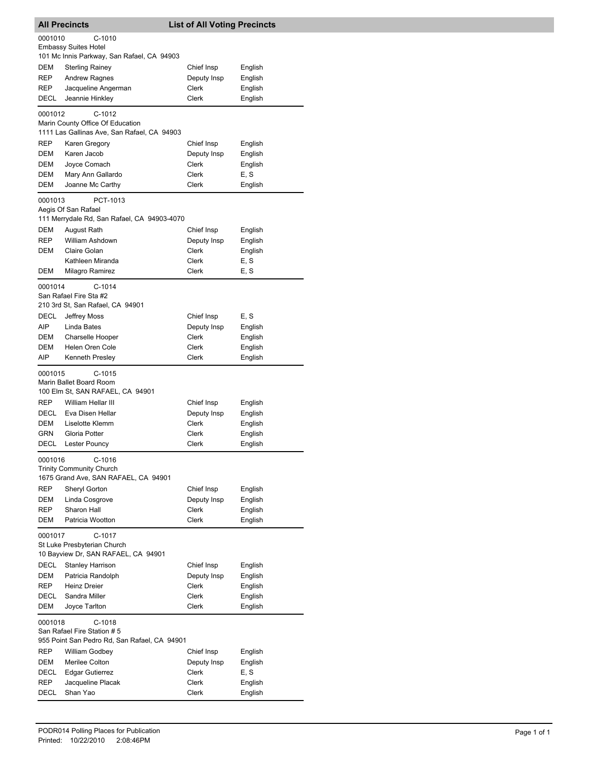## All Precincts — List of All Voting Precincts

**0001010 C-1010**
Embassy Suites Hotel
101 Mc Innis Parkway, San Rafael, CA 94903

| Party | Name | Position | Language |
|---|---|---|---|
| DEM | Sterling Rainey | Chief Insp | English |
| REP | Andrew Ragnes | Deputy Insp | English |
| REP | Jacqueline Angerman | Clerk | English |
| DECL | Jeannie Hinkley | Clerk | English |

**0001012 C-1012**
Marin County Office Of Education
1111 Las Gallinas Ave, San Rafael, CA 94903

| Party | Name | Position | Language |
|---|---|---|---|
| REP | Karen Gregory | Chief Insp | English |
| DEM | Karen Jacob | Deputy Insp | English |
| DEM | Joyce Comach | Clerk | English |
| DEM | Mary Ann Gallardo | Clerk | E, S |
| DEM | Joanne Mc Carthy | Clerk | English |

**0001013 PCT-1013**
Aegis Of San Rafael
111 Merrydale Rd, San Rafael, CA 94903-4070

| Party | Name | Position | Language |
|---|---|---|---|
| DEM | August Rath | Chief Insp | English |
| REP | William Ashdown | Deputy Insp | English |
| DEM | Claire Golan | Clerk | English |
| | Kathleen Miranda | Clerk | E, S |
| DEM | Milagro Ramirez | Clerk | E, S |

**0001014 C-1014**
San Rafael Fire Sta #2
210 3rd St, San Rafael, CA 94901

| Party | Name | Position | Language |
|---|---|---|---|
| DECL | Jeffrey Moss | Chief Insp | E, S |
| AIP | Linda Bates | Deputy Insp | English |
| DEM | Charselle Hooper | Clerk | English |
| DEM | Helen Oren Cole | Clerk | English |
| AIP | Kenneth Presley | Clerk | English |

**0001015 C-1015**
Marin Ballet Board Room
100 Elm St, SAN RAFAEL, CA 94901

| Party | Name | Position | Language |
|---|---|---|---|
| REP | William Hellar III | Chief Insp | English |
| DECL | Eva Disen Hellar | Deputy Insp | English |
| DEM | Liselotte Klemm | Clerk | English |
| GRN | Gloria Potter | Clerk | English |
| DECL | Lester Pouncy | Clerk | English |

**0001016 C-1016**
Trinity Community Church
1675 Grand Ave, SAN RAFAEL, CA 94901

| Party | Name | Position | Language |
|---|---|---|---|
| REP | Sheryl Gorton | Chief Insp | English |
| DEM | Linda Cosgrove | Deputy Insp | English |
| REP | Sharon Hall | Clerk | English |
| DEM | Patricia Wootton | Clerk | English |

**0001017 C-1017**
St Luke Presbyterian Church
10 Bayview Dr, SAN RAFAEL, CA 94901

| Party | Name | Position | Language |
|---|---|---|---|
| DECL | Stanley Harrison | Chief Insp | English |
| DEM | Patricia Randolph | Deputy Insp | English |
| REP | Heinz Dreier | Clerk | English |
| DECL | Sandra Miller | Clerk | English |
| DEM | Joyce Tarlton | Clerk | English |

**0001018 C-1018**
San Rafael Fire Station # 5
955 Point San Pedro Rd, San Rafael, CA 94901

| Party | Name | Position | Language |
|---|---|---|---|
| REP | William Godbey | Chief Insp | English |
| DEM | Merilee Colton | Deputy Insp | English |
| DECL | Edgar Gutierrez | Clerk | E, S |
| REP | Jacqueline Placak | Clerk | English |
| DECL | Shan Yao | Clerk | English |

PODR014 Polling Places for Publication
Printed: 10/22/2010 2:08:46PM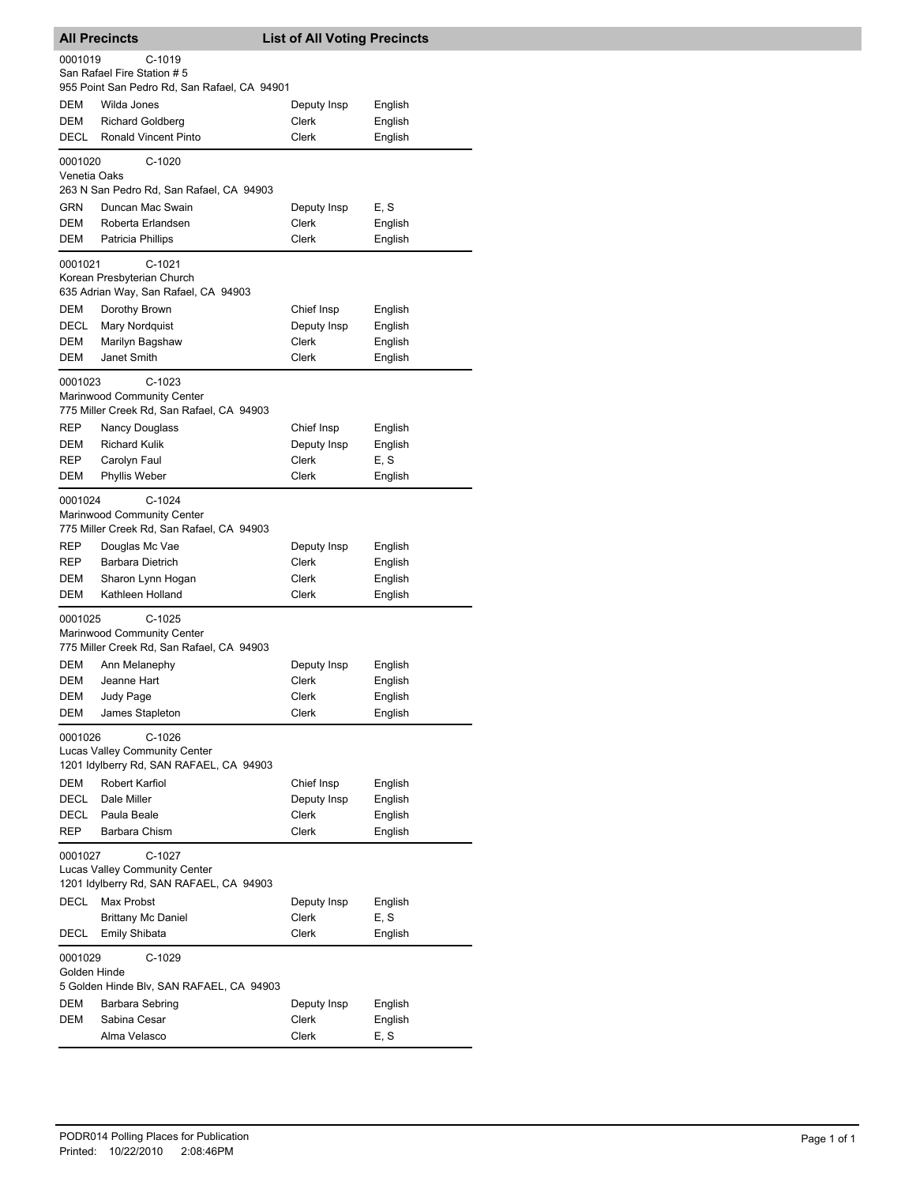## All Precincts — List of All Voting Precincts

**0001019** C-1019
San Rafael Fire Station # 5
955 Point San Pedro Rd, San Rafael, CA 94901

| Party | Name | Position | Language |
|---|---|---|---|
| DEM | Wilda Jones | Deputy Insp | English |
| DEM | Richard Goldberg | Clerk | English |
| DECL | Ronald Vincent Pinto | Clerk | English |

**0001020** C-1020
Venetia Oaks
263 N San Pedro Rd, San Rafael, CA 94903

| Party | Name | Position | Language |
|---|---|---|---|
| GRN | Duncan Mac Swain | Deputy Insp | E, S |
| DEM | Roberta Erlandsen | Clerk | English |
| DEM | Patricia Phillips | Clerk | English |

**0001021** C-1021
Korean Presbyterian Church
635 Adrian Way, San Rafael, CA 94903

| Party | Name | Position | Language |
|---|---|---|---|
| DEM | Dorothy Brown | Chief Insp | English |
| DECL | Mary Nordquist | Deputy Insp | English |
| DEM | Marilyn Bagshaw | Clerk | English |
| DEM | Janet Smith | Clerk | English |

**0001023** C-1023
Marinwood Community Center
775 Miller Creek Rd, San Rafael, CA 94903

| Party | Name | Position | Language |
|---|---|---|---|
| REP | Nancy Douglass | Chief Insp | English |
| DEM | Richard Kulik | Deputy Insp | English |
| REP | Carolyn Faul | Clerk | E, S |
| DEM | Phyllis Weber | Clerk | English |

**0001024** C-1024
Marinwood Community Center
775 Miller Creek Rd, San Rafael, CA 94903

| Party | Name | Position | Language |
|---|---|---|---|
| REP | Douglas Mc Vae | Deputy Insp | English |
| REP | Barbara Dietrich | Clerk | English |
| DEM | Sharon Lynn Hogan | Clerk | English |
| DEM | Kathleen Holland | Clerk | English |

**0001025** C-1025
Marinwood Community Center
775 Miller Creek Rd, San Rafael, CA 94903

| Party | Name | Position | Language |
|---|---|---|---|
| DEM | Ann Melanephy | Deputy Insp | English |
| DEM | Jeanne Hart | Clerk | English |
| DEM | Judy Page | Clerk | English |
| DEM | James Stapleton | Clerk | English |

**0001026** C-1026
Lucas Valley Community Center
1201 Idylberry Rd, SAN RAFAEL, CA 94903

| Party | Name | Position | Language |
|---|---|---|---|
| DEM | Robert Karfiol | Chief Insp | English |
| DECL | Dale Miller | Deputy Insp | English |
| DECL | Paula Beale | Clerk | English |
| REP | Barbara Chism | Clerk | English |

**0001027** C-1027
Lucas Valley Community Center
1201 Idylberry Rd, SAN RAFAEL, CA 94903

| Party | Name | Position | Language |
|---|---|---|---|
| DECL | Max Probst | Deputy Insp | English |
| | Brittany Mc Daniel | Clerk | E, S |
| DECL | Emily Shibata | Clerk | English |

**0001029** C-1029
Golden Hinde
5 Golden Hinde Blv, SAN RAFAEL, CA 94903

| Party | Name | Position | Language |
|---|---|---|---|
| DEM | Barbara Sebring | Deputy Insp | English |
| DEM | Sabina Cesar | Clerk | English |
| | Alma Velasco | Clerk | E, S |

PODR014 Polling Places for Publication
Printed: 10/22/2010 2:08:46PM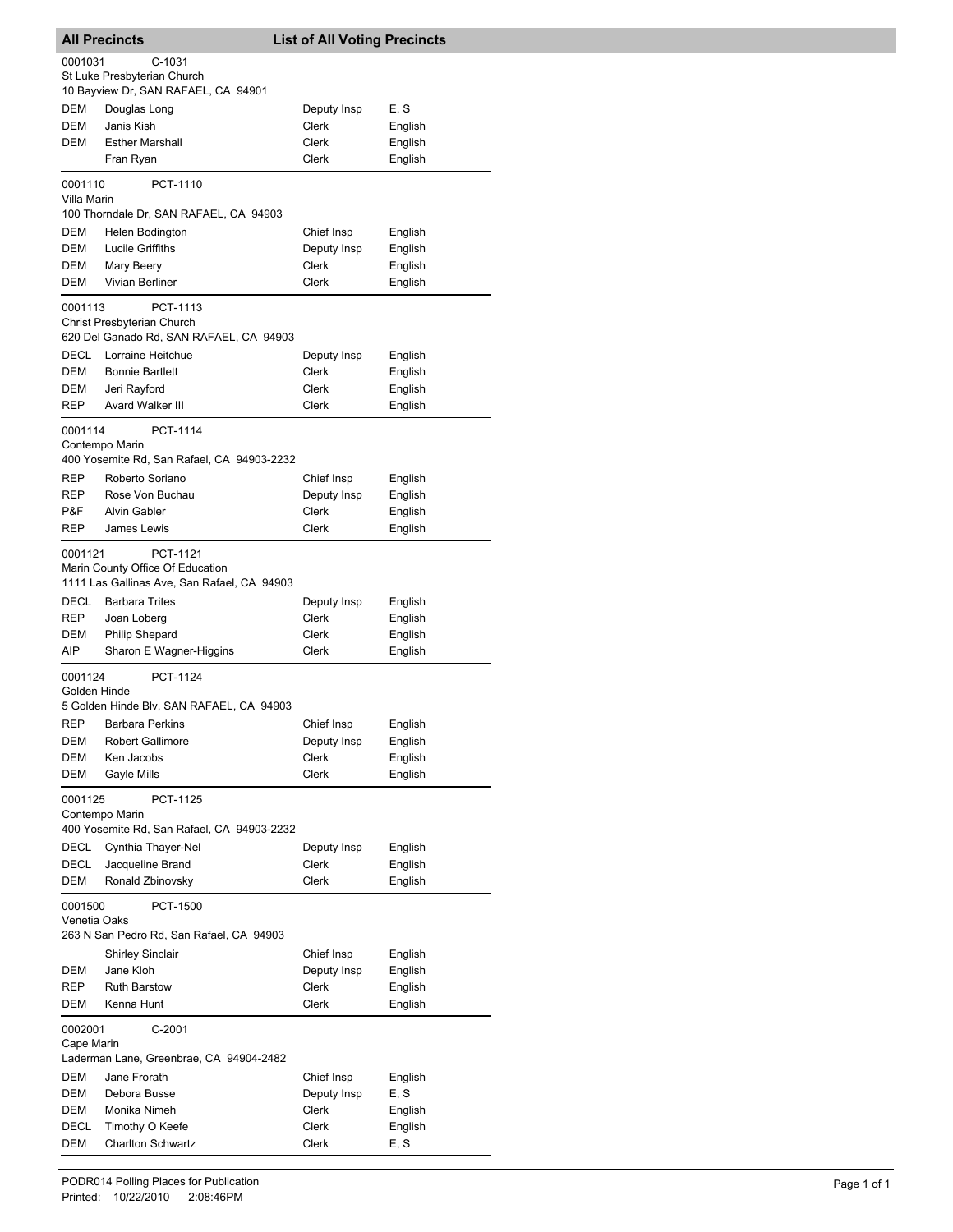## All Precincts — List of All Voting Precincts

**0001031** C-1031
St Luke Presbyterian Church
10 Bayview Dr, SAN RAFAEL, CA 94901

| Party | Name | Position | Language |
|---|---|---|---|
| DEM | Douglas Long | Deputy Insp | E, S |
| DEM | Janis Kish | Clerk | English |
| DEM | Esther Marshall | Clerk | English |
| | Fran Ryan | Clerk | English |

**0001110** PCT-1110
Villa Marin
100 Thorndale Dr, SAN RAFAEL, CA 94903

| Party | Name | Position | Language |
|---|---|---|---|
| DEM | Helen Bodington | Chief Insp | English |
| DEM | Lucile Griffiths | Deputy Insp | English |
| DEM | Mary Beery | Clerk | English |
| DEM | Vivian Berliner | Clerk | English |

**0001113** PCT-1113
Christ Presbyterian Church
620 Del Ganado Rd, SAN RAFAEL, CA 94903

| Party | Name | Position | Language |
|---|---|---|---|
| DECL | Lorraine Heitchue | Deputy Insp | English |
| DEM | Bonnie Bartlett | Clerk | English |
| DEM | Jeri Rayford | Clerk | English |
| REP | Avard Walker III | Clerk | English |

**0001114** PCT-1114
Contempo Marin
400 Yosemite Rd, San Rafael, CA 94903-2232

| Party | Name | Position | Language |
|---|---|---|---|
| REP | Roberto Soriano | Chief Insp | English |
| REP | Rose Von Buchau | Deputy Insp | English |
| P&F | Alvin Gabler | Clerk | English |
| REP | James Lewis | Clerk | English |

**0001121** PCT-1121
Marin County Office Of Education
1111 Las Gallinas Ave, San Rafael, CA 94903

| Party | Name | Position | Language |
|---|---|---|---|
| DECL | Barbara Trites | Deputy Insp | English |
| REP | Joan Loberg | Clerk | English |
| DEM | Philip Shepard | Clerk | English |
| AIP | Sharon E Wagner-Higgins | Clerk | English |

**0001124** PCT-1124
Golden Hinde
5 Golden Hinde Blv, SAN RAFAEL, CA 94903

| Party | Name | Position | Language |
|---|---|---|---|
| REP | Barbara Perkins | Chief Insp | English |
| DEM | Robert Gallimore | Deputy Insp | English |
| DEM | Ken Jacobs | Clerk | English |
| DEM | Gayle Mills | Clerk | English |

**0001125** PCT-1125
Contempo Marin
400 Yosemite Rd, San Rafael, CA 94903-2232

| Party | Name | Position | Language |
|---|---|---|---|
| DECL | Cynthia Thayer-Nel | Deputy Insp | English |
| DECL | Jacqueline Brand | Clerk | English |
| DEM | Ronald Zbinovsky | Clerk | English |

**0001500** PCT-1500
Venetia Oaks
263 N San Pedro Rd, San Rafael, CA 94903

| Party | Name | Position | Language |
|---|---|---|---|
| | Shirley Sinclair | Chief Insp | English |
| DEM | Jane Kloh | Deputy Insp | English |
| REP | Ruth Barstow | Clerk | English |
| DEM | Kenna Hunt | Clerk | English |

**0002001** C-2001
Cape Marin
Laderman Lane, Greenbrae, CA 94904-2482

| Party | Name | Position | Language |
|---|---|---|---|
| DEM | Jane Frorath | Chief Insp | English |
| DEM | Debora Busse | Deputy Insp | E, S |
| DEM | Monika Nimeh | Clerk | English |
| DECL | Timothy O Keefe | Clerk | English |
| DEM | Charlton Schwartz | Clerk | E, S |

PODR014 Polling Places for Publication
Printed: 10/22/2010 2:08:46PM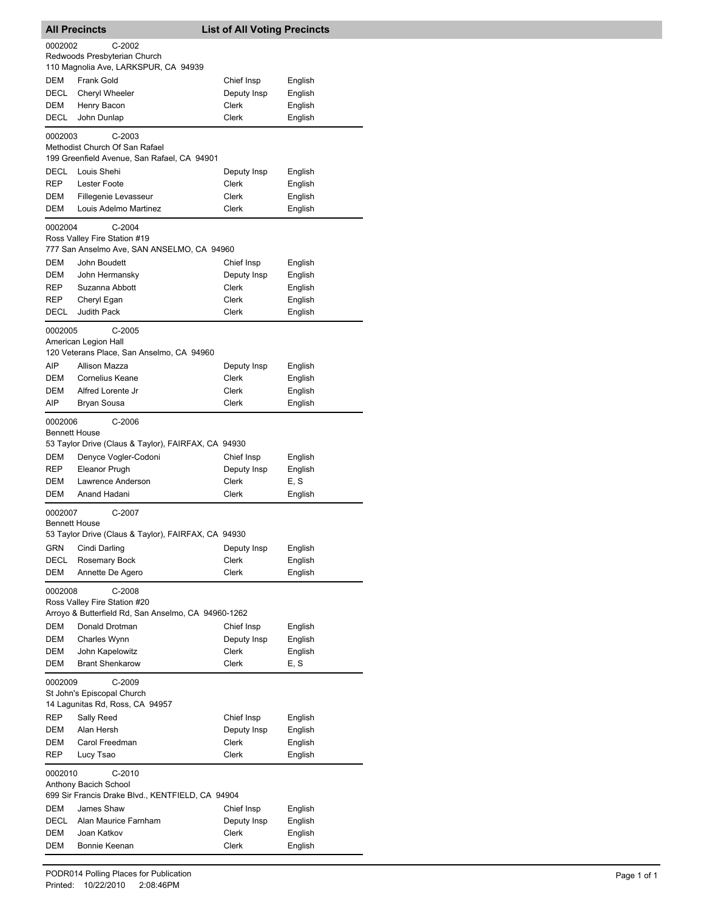## All Precincts — List of All Voting Precincts

**0002002** C-2002
Redwoods Presbyterian Church
110 Magnolia Ave, LARKSPUR, CA 94939

| Party | Name | Position | Language |
|---|---|---|---|
| DEM | Frank Gold | Chief Insp | English |
| DECL | Cheryl Wheeler | Deputy Insp | English |
| DEM | Henry Bacon | Clerk | English |
| DECL | John Dunlap | Clerk | English |

**0002003** C-2003
Methodist Church Of San Rafael
199 Greenfield Avenue, San Rafael, CA 94901

| Party | Name | Position | Language |
|---|---|---|---|
| DECL | Louis Shehi | Deputy Insp | English |
| REP | Lester Foote | Clerk | English |
| DEM | Fillegenie Levasseur | Clerk | English |
| DEM | Louis Adelmo Martinez | Clerk | English |

**0002004** C-2004
Ross Valley Fire Station #19
777 San Anselmo Ave, SAN ANSELMO, CA 94960

| Party | Name | Position | Language |
|---|---|---|---|
| DEM | John Boudett | Chief Insp | English |
| DEM | John Hermansky | Deputy Insp | English |
| REP | Suzanna Abbott | Clerk | English |
| REP | Cheryl Egan | Clerk | English |
| DECL | Judith Pack | Clerk | English |

**0002005** C-2005
American Legion Hall
120 Veterans Place, San Anselmo, CA 94960

| Party | Name | Position | Language |
|---|---|---|---|
| AIP | Allison Mazza | Deputy Insp | English |
| DEM | Cornelius Keane | Clerk | English |
| DEM | Alfred Lorente Jr | Clerk | English |
| AIP | Bryan Sousa | Clerk | English |

**0002006** C-2006
Bennett House
53 Taylor Drive (Claus & Taylor), FAIRFAX, CA 94930

| Party | Name | Position | Language |
|---|---|---|---|
| DEM | Denyce Vogler-Codoni | Chief Insp | English |
| REP | Eleanor Prugh | Deputy Insp | English |
| DEM | Lawrence Anderson | Clerk | E, S |
| DEM | Anand Hadani | Clerk | English |

**0002007** C-2007
Bennett House
53 Taylor Drive (Claus & Taylor), FAIRFAX, CA 94930

| Party | Name | Position | Language |
|---|---|---|---|
| GRN | Cindi Darling | Deputy Insp | English |
| DECL | Rosemary Bock | Clerk | English |
| DEM | Annette De Agero | Clerk | English |

**0002008** C-2008
Ross Valley Fire Station #20
Arroyo & Butterfield Rd, San Anselmo, CA 94960-1262

| Party | Name | Position | Language |
|---|---|---|---|
| DEM | Donald Drotman | Chief Insp | English |
| DEM | Charles Wynn | Deputy Insp | English |
| DEM | John Kapelowitz | Clerk | English |
| DEM | Brant Shenkarow | Clerk | E, S |

**0002009** C-2009
St John's Episcopal Church
14 Lagunitas Rd, Ross, CA 94957

| Party | Name | Position | Language |
|---|---|---|---|
| REP | Sally Reed | Chief Insp | English |
| DEM | Alan Hersh | Deputy Insp | English |
| DEM | Carol Freedman | Clerk | English |
| REP | Lucy Tsao | Clerk | English |

**0002010** C-2010
Anthony Bacich School
699 Sir Francis Drake Blvd., KENTFIELD, CA 94904

| Party | Name | Position | Language |
|---|---|---|---|
| DEM | James Shaw | Chief Insp | English |
| DECL | Alan Maurice Farnham | Deputy Insp | English |
| DEM | Joan Katkov | Clerk | English |
| DEM | Bonnie Keenan | Clerk | English |

PODR014 Polling Places for Publication
Printed: 10/22/2010 2:08:46PM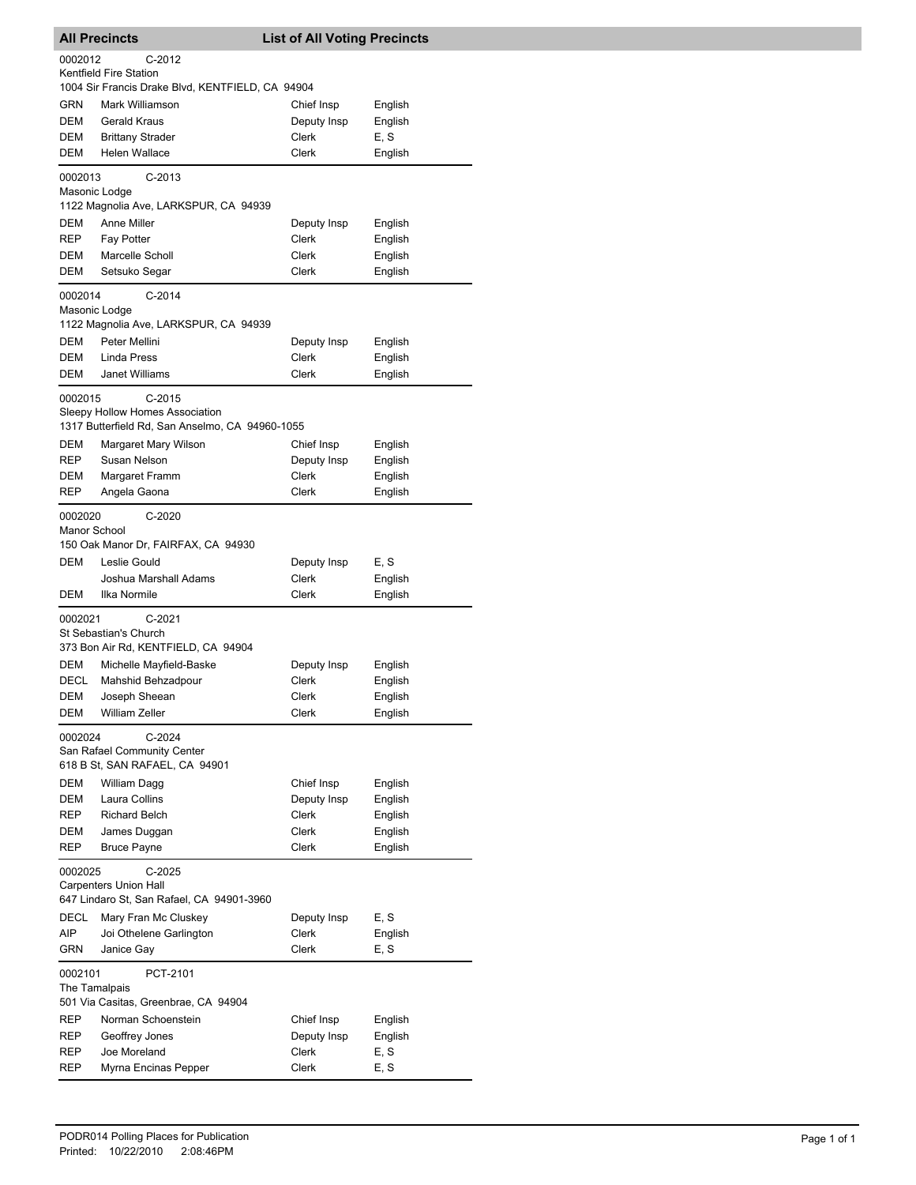## All Precincts — List of All Voting Precincts

**0002012 C-2012**
Kentfield Fire Station
1004 Sir Francis Drake Blvd, KENTFIELD, CA 94904

| | | | |
|---|---|---|---|
| GRN | Mark Williamson | Chief Insp | English |
| DEM | Gerald Kraus | Deputy Insp | English |
| DEM | Brittany Strader | Clerk | E, S |
| DEM | Helen Wallace | Clerk | English |

**0002013 C-2013**
Masonic Lodge
1122 Magnolia Ave, LARKSPUR, CA 94939

| | | | |
|---|---|---|---|
| DEM | Anne Miller | Deputy Insp | English |
| REP | Fay Potter | Clerk | English |
| DEM | Marcelle Scholl | Clerk | English |
| DEM | Setsuko Segar | Clerk | English |

**0002014 C-2014**
Masonic Lodge
1122 Magnolia Ave, LARKSPUR, CA 94939

| | | | |
|---|---|---|---|
| DEM | Peter Mellini | Deputy Insp | English |
| DEM | Linda Press | Clerk | English |
| DEM | Janet Williams | Clerk | English |

**0002015 C-2015**
Sleepy Hollow Homes Association
1317 Butterfield Rd, San Anselmo, CA 94960-1055

| | | | |
|---|---|---|---|
| DEM | Margaret Mary Wilson | Chief Insp | English |
| REP | Susan Nelson | Deputy Insp | English |
| DEM | Margaret Framm | Clerk | English |
| REP | Angela Gaona | Clerk | English |

**0002020 C-2020**
Manor School
150 Oak Manor Dr, FAIRFAX, CA 94930

| | | | |
|---|---|---|---|
| DEM | Leslie Gould | Deputy Insp | E, S |
| | Joshua Marshall Adams | Clerk | English |
| DEM | Ilka Normile | Clerk | English |

**0002021 C-2021**
St Sebastian's Church
373 Bon Air Rd, KENTFIELD, CA 94904

| | | | |
|---|---|---|---|
| DEM | Michelle Mayfield-Baske | Deputy Insp | English |
| DECL | Mahshid Behzadpour | Clerk | English |
| DEM | Joseph Sheean | Clerk | English |
| DEM | William Zeller | Clerk | English |

**0002024 C-2024**
San Rafael Community Center
618 B St, SAN RAFAEL, CA 94901

| | | | |
|---|---|---|---|
| DEM | William Dagg | Chief Insp | English |
| DEM | Laura Collins | Deputy Insp | English |
| REP | Richard Belch | Clerk | English |
| DEM | James Duggan | Clerk | English |
| REP | Bruce Payne | Clerk | English |

**0002025 C-2025**
Carpenters Union Hall
647 Lindaro St, San Rafael, CA 94901-3960

| | | | |
|---|---|---|---|
| DECL | Mary Fran Mc Cluskey | Deputy Insp | E, S |
| AIP | Joi Othelene Garlington | Clerk | English |
| GRN | Janice Gay | Clerk | E, S |

**0002101 PCT-2101**
The Tamalpais
501 Via Casitas, Greenbrae, CA 94904

| | | | |
|---|---|---|---|
| REP | Norman Schoenstein | Chief Insp | English |
| REP | Geoffrey Jones | Deputy Insp | English |
| REP | Joe Moreland | Clerk | E, S |
| REP | Myrna Encinas Pepper | Clerk | E, S |

PODR014 Polling Places for Publication
Printed: 10/22/2010 2:08:46PM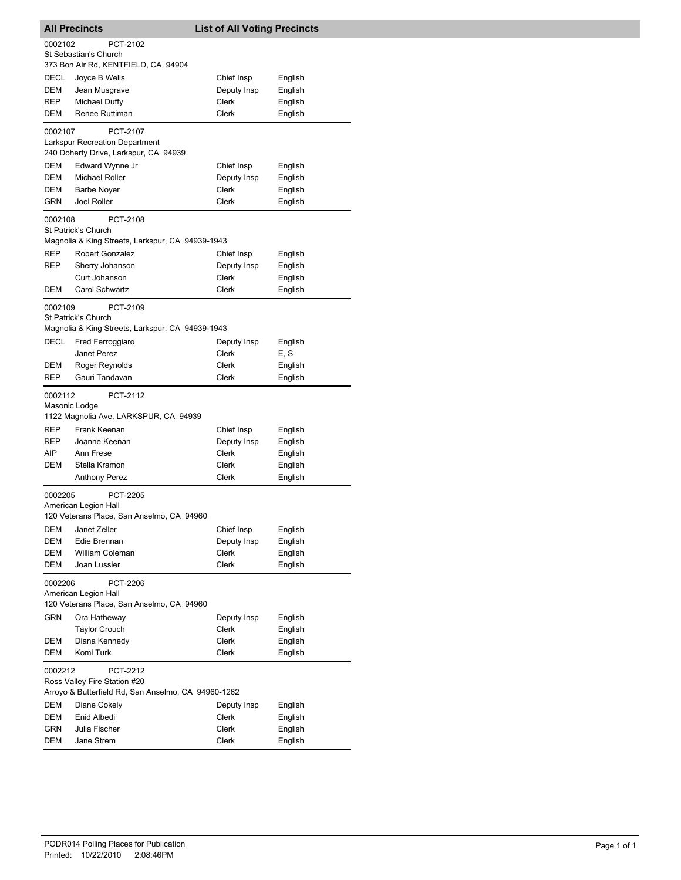## All Precincts — List of All Voting Precincts

0002102 PCT-2102
St Sebastian's Church
373 Bon Air Rd, KENTFIELD, CA 94904

| Party | Name | Position | Language |
|---|---|---|---|
| DECL | Joyce B Wells | Chief Insp | English |
| DEM | Jean Musgrave | Deputy Insp | English |
| REP | Michael Duffy | Clerk | English |
| DEM | Renee Ruttiman | Clerk | English |

0002107 PCT-2107
Larkspur Recreation Department
240 Doherty Drive, Larkspur, CA 94939

| Party | Name | Position | Language |
|---|---|---|---|
| DEM | Edward Wynne Jr | Chief Insp | English |
| DEM | Michael Roller | Deputy Insp | English |
| DEM | Barbe Noyer | Clerk | English |
| GRN | Joel Roller | Clerk | English |

0002108 PCT-2108
St Patrick's Church
Magnolia & King Streets, Larkspur, CA 94939-1943

| Party | Name | Position | Language |
|---|---|---|---|
| REP | Robert Gonzalez | Chief Insp | English |
| REP | Sherry Johanson | Deputy Insp | English |
| | Curt Johanson | Clerk | English |
| DEM | Carol Schwartz | Clerk | English |

0002109 PCT-2109
St Patrick's Church
Magnolia & King Streets, Larkspur, CA 94939-1943

| Party | Name | Position | Language |
|---|---|---|---|
| DECL | Fred Ferroggiaro | Deputy Insp | English |
| | Janet Perez | Clerk | E, S |
| DEM | Roger Reynolds | Clerk | English |
| REP | Gauri Tandavan | Clerk | English |

0002112 PCT-2112
Masonic Lodge
1122 Magnolia Ave, LARKSPUR, CA 94939

| Party | Name | Position | Language |
|---|---|---|---|
| REP | Frank Keenan | Chief Insp | English |
| REP | Joanne Keenan | Deputy Insp | English |
| AIP | Ann Frese | Clerk | English |
| DEM | Stella Kramon | Clerk | English |
| | Anthony Perez | Clerk | English |

0002205 PCT-2205
American Legion Hall
120 Veterans Place, San Anselmo, CA 94960

| Party | Name | Position | Language |
|---|---|---|---|
| DEM | Janet Zeller | Chief Insp | English |
| DEM | Edie Brennan | Deputy Insp | English |
| DEM | William Coleman | Clerk | English |
| DEM | Joan Lussier | Clerk | English |

0002206 PCT-2206
American Legion Hall
120 Veterans Place, San Anselmo, CA 94960

| Party | Name | Position | Language |
|---|---|---|---|
| GRN | Ora Hatheway | Deputy Insp | English |
| | Taylor Crouch | Clerk | English |
| DEM | Diana Kennedy | Clerk | English |
| DEM | Komi Turk | Clerk | English |

0002212 PCT-2212
Ross Valley Fire Station #20
Arroyo & Butterfield Rd, San Anselmo, CA 94960-1262

| Party | Name | Position | Language |
|---|---|---|---|
| DEM | Diane Cokely | Deputy Insp | English |
| DEM | Enid Albedi | Clerk | English |
| GRN | Julia Fischer | Clerk | English |
| DEM | Jane Strem | Clerk | English |

PODR014 Polling Places for Publication
Printed: 10/22/2010 2:08:46PM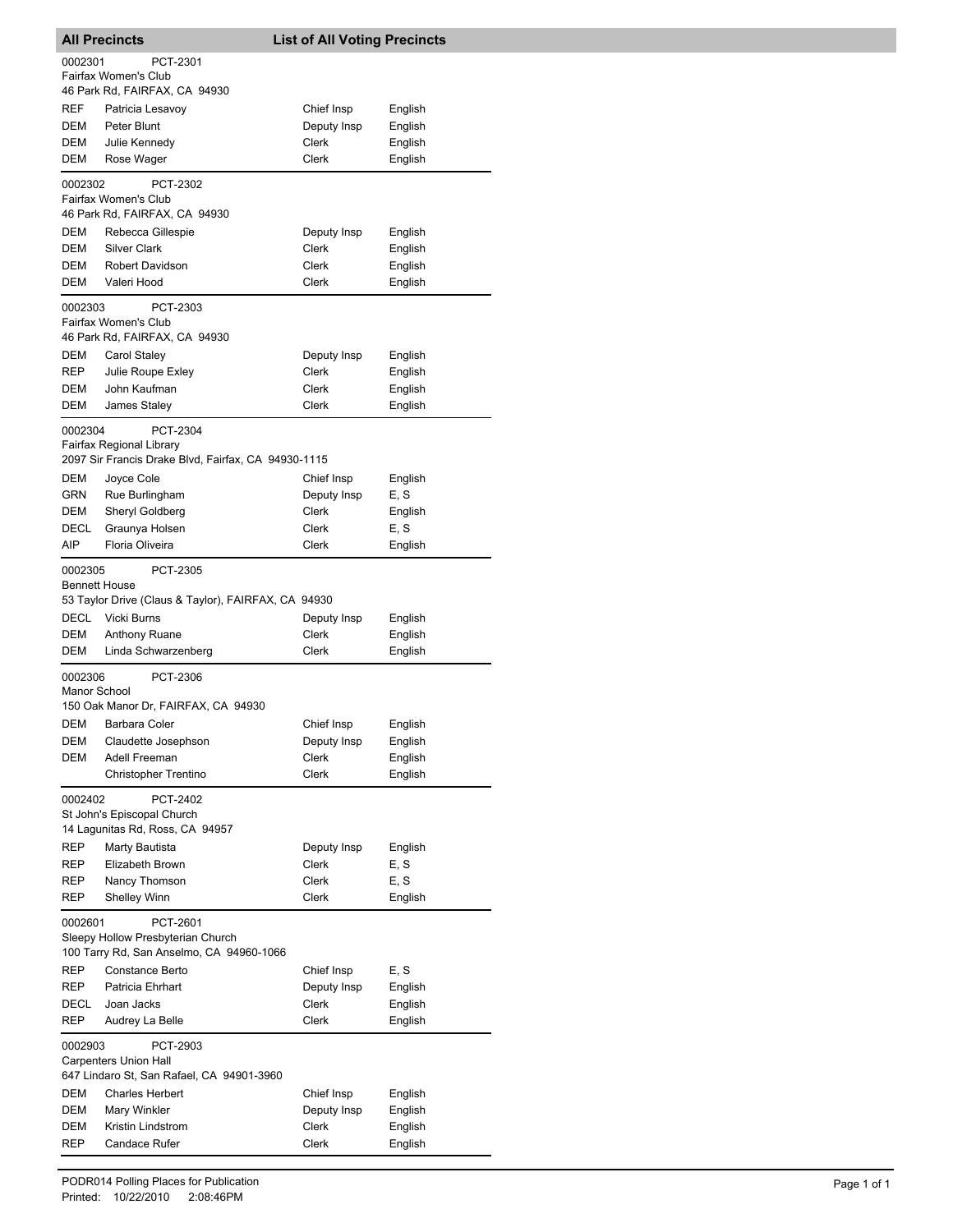## All Precincts — List of All Voting Precincts

**0002301 PCT-2301**
Fairfax Women's Club
46 Park Rd, FAIRFAX, CA 94930

| Party | Name | Position | Language |
|---|---|---|---|
| REF | Patricia Lesavoy | Chief Insp | English |
| DEM | Peter Blunt | Deputy Insp | English |
| DEM | Julie Kennedy | Clerk | English |
| DEM | Rose Wager | Clerk | English |

**0002302 PCT-2302**
Fairfax Women's Club
46 Park Rd, FAIRFAX, CA 94930

| Party | Name | Position | Language |
|---|---|---|---|
| DEM | Rebecca Gillespie | Deputy Insp | English |
| DEM | Silver Clark | Clerk | English |
| DEM | Robert Davidson | Clerk | English |
| DEM | Valeri Hood | Clerk | English |

**0002303 PCT-2303**
Fairfax Women's Club
46 Park Rd, FAIRFAX, CA 94930

| Party | Name | Position | Language |
|---|---|---|---|
| DEM | Carol Staley | Deputy Insp | English |
| REP | Julie Roupe Exley | Clerk | English |
| DEM | John Kaufman | Clerk | English |
| DEM | James Staley | Clerk | English |

**0002304 PCT-2304**
Fairfax Regional Library
2097 Sir Francis Drake Blvd, Fairfax, CA 94930-1115

| Party | Name | Position | Language |
|---|---|---|---|
| DEM | Joyce Cole | Chief Insp | English |
| GRN | Rue Burlingham | Deputy Insp | E, S |
| DEM | Sheryl Goldberg | Clerk | English |
| DECL | Graunya Holsen | Clerk | E, S |
| AIP | Floria Oliveira | Clerk | English |

**0002305 PCT-2305**
Bennett House
53 Taylor Drive (Claus & Taylor), FAIRFAX, CA 94930

| Party | Name | Position | Language |
|---|---|---|---|
| DECL | Vicki Burns | Deputy Insp | English |
| DEM | Anthony Ruane | Clerk | English |
| DEM | Linda Schwarzenberg | Clerk | English |

**0002306 PCT-2306**
Manor School
150 Oak Manor Dr, FAIRFAX, CA 94930

| Party | Name | Position | Language |
|---|---|---|---|
| DEM | Barbara Coler | Chief Insp | English |
| DEM | Claudette Josephson | Deputy Insp | English |
| DEM | Adell Freeman | Clerk | English |
| | Christopher Trentino | Clerk | English |

**0002402 PCT-2402**
St John's Episcopal Church
14 Lagunitas Rd, Ross, CA 94957

| Party | Name | Position | Language |
|---|---|---|---|
| REP | Marty Bautista | Deputy Insp | English |
| REP | Elizabeth Brown | Clerk | E, S |
| REP | Nancy Thomson | Clerk | E, S |
| REP | Shelley Winn | Clerk | English |

**0002601 PCT-2601**
Sleepy Hollow Presbyterian Church
100 Tarry Rd, San Anselmo, CA 94960-1066

| Party | Name | Position | Language |
|---|---|---|---|
| REP | Constance Berto | Chief Insp | E, S |
| REP | Patricia Ehrhart | Deputy Insp | English |
| DECL | Joan Jacks | Clerk | English |
| REP | Audrey La Belle | Clerk | English |

**0002903 PCT-2903**
Carpenters Union Hall
647 Lindaro St, San Rafael, CA 94901-3960

| Party | Name | Position | Language |
|---|---|---|---|
| DEM | Charles Herbert | Chief Insp | English |
| DEM | Mary Winkler | Deputy Insp | English |
| DEM | Kristin Lindstrom | Clerk | English |
| REP | Candace Rufer | Clerk | English |

PODR014 Polling Places for Publication
Printed: 10/22/2010 2:08:46PM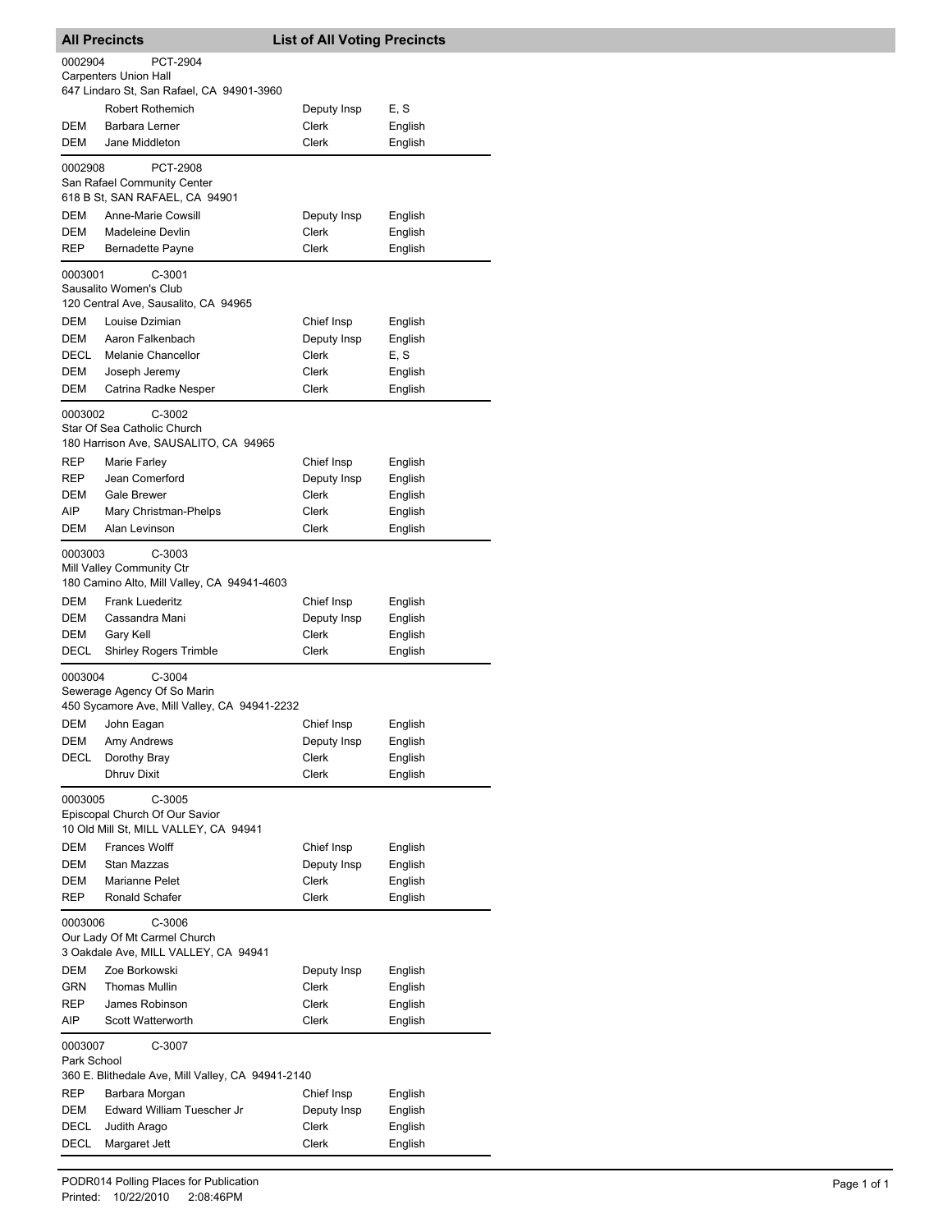## All Precincts — List of All Voting Precincts

**0002904** PCT-2904
Carpenters Union Hall
647 Lindaro St, San Rafael, CA 94901-3960

| Party | Name | Position | Language |
|---|---|---|---|
| | Robert Rothemich | Deputy Insp | E, S |
| DEM | Barbara Lerner | Clerk | English |
| DEM | Jane Middleton | Clerk | English |

**0002908** PCT-2908
San Rafael Community Center
618 B St, SAN RAFAEL, CA 94901

| Party | Name | Position | Language |
|---|---|---|---|
| DEM | Anne-Marie Cowsill | Deputy Insp | English |
| DEM | Madeleine Devlin | Clerk | English |
| REP | Bernadette Payne | Clerk | English |

**0003001** C-3001
Sausalito Women's Club
120 Central Ave, Sausalito, CA 94965

| Party | Name | Position | Language |
|---|---|---|---|
| DEM | Louise Dzimian | Chief Insp | English |
| DEM | Aaron Falkenbach | Deputy Insp | English |
| DECL | Melanie Chancellor | Clerk | E, S |
| DEM | Joseph Jeremy | Clerk | English |
| DEM | Catrina Radke Nesper | Clerk | English |

**0003002** C-3002
Star Of Sea Catholic Church
180 Harrison Ave, SAUSALITO, CA 94965

| Party | Name | Position | Language |
|---|---|---|---|
| REP | Marie Farley | Chief Insp | English |
| REP | Jean Comerford | Deputy Insp | English |
| DEM | Gale Brewer | Clerk | English |
| AIP | Mary Christman-Phelps | Clerk | English |
| DEM | Alan Levinson | Clerk | English |

**0003003** C-3003
Mill Valley Community Ctr
180 Camino Alto, Mill Valley, CA 94941-4603

| Party | Name | Position | Language |
|---|---|---|---|
| DEM | Frank Luederitz | Chief Insp | English |
| DEM | Cassandra Mani | Deputy Insp | English |
| DEM | Gary Kell | Clerk | English |
| DECL | Shirley Rogers Trimble | Clerk | English |

**0003004** C-3004
Sewerage Agency Of So Marin
450 Sycamore Ave, Mill Valley, CA 94941-2232

| Party | Name | Position | Language |
|---|---|---|---|
| DEM | John Eagan | Chief Insp | English |
| DEM | Amy Andrews | Deputy Insp | English |
| DECL | Dorothy Bray | Clerk | English |
| | Dhruv Dixit | Clerk | English |

**0003005** C-3005
Episcopal Church Of Our Savior
10 Old Mill St, MILL VALLEY, CA 94941

| Party | Name | Position | Language |
|---|---|---|---|
| DEM | Frances Wolff | Chief Insp | English |
| DEM | Stan Mazzas | Deputy Insp | English |
| DEM | Marianne Pelet | Clerk | English |
| REP | Ronald Schafer | Clerk | English |

**0003006** C-3006
Our Lady Of Mt Carmel Church
3 Oakdale Ave, MILL VALLEY, CA 94941

| Party | Name | Position | Language |
|---|---|---|---|
| DEM | Zoe Borkowski | Deputy Insp | English |
| GRN | Thomas Mullin | Clerk | English |
| REP | James Robinson | Clerk | English |
| AIP | Scott Watterworth | Clerk | English |

**0003007** C-3007
Park School
360 E. Blithedale Ave, Mill Valley, CA 94941-2140

| Party | Name | Position | Language |
|---|---|---|---|
| REP | Barbara Morgan | Chief Insp | English |
| DEM | Edward William Tuescher Jr | Deputy Insp | English |
| DECL | Judith Arago | Clerk | English |
| DECL | Margaret Jett | Clerk | English |

PODR014 Polling Places for Publication
Printed: 10/22/2010 2:08:46PM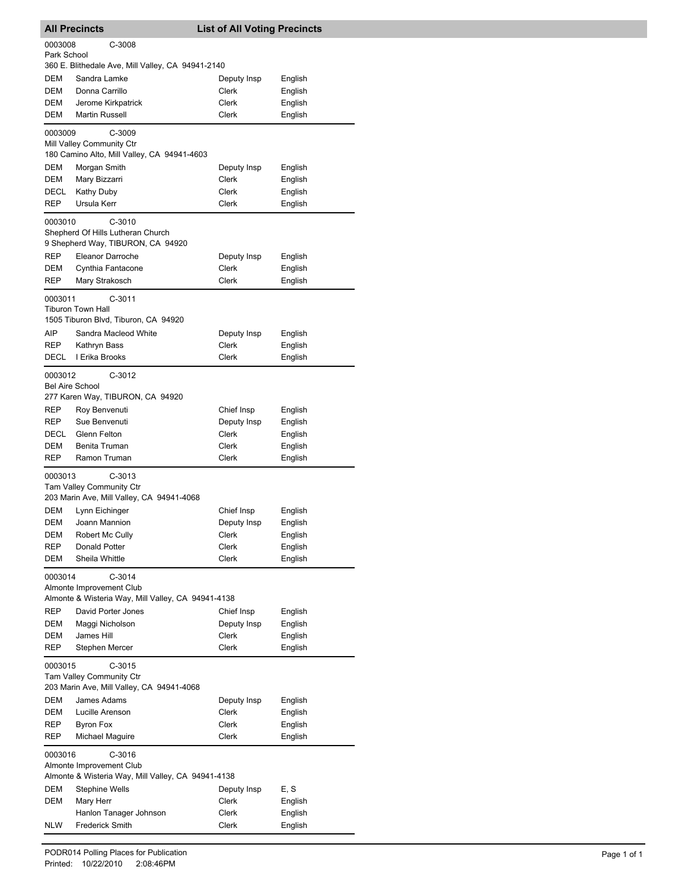## All Precincts — List of All Voting Precincts

**0003008** C-3008
Park School
360 E. Blithedale Ave, Mill Valley, CA 94941-2140

| | | | |
|---|---|---|---|
| DEM | Sandra Lamke | Deputy Insp | English |
| DEM | Donna Carrillo | Clerk | English |
| DEM | Jerome Kirkpatrick | Clerk | English |
| DEM | Martin Russell | Clerk | English |

**0003009** C-3009
Mill Valley Community Ctr
180 Camino Alto, Mill Valley, CA 94941-4603

| | | | |
|---|---|---|---|
| DEM | Morgan Smith | Deputy Insp | English |
| DEM | Mary Bizzarri | Clerk | English |
| DECL | Kathy Duby | Clerk | English |
| REP | Ursula Kerr | Clerk | English |

**0003010** C-3010
Shepherd Of Hills Lutheran Church
9 Shepherd Way, TIBURON, CA 94920

| | | | |
|---|---|---|---|
| REP | Eleanor Darroche | Deputy Insp | English |
| DEM | Cynthia Fantacone | Clerk | English |
| REP | Mary Strakosch | Clerk | English |

**0003011** C-3011
Tiburon Town Hall
1505 Tiburon Blvd, Tiburon, CA 94920

| | | | |
|---|---|---|---|
| AIP | Sandra Macleod White | Deputy Insp | English |
| REP | Kathryn Bass | Clerk | English |
| DECL | I Erika Brooks | Clerk | English |

**0003012** C-3012
Bel Aire School
277 Karen Way, TIBURON, CA 94920

| | | | |
|---|---|---|---|
| REP | Roy Benvenuti | Chief Insp | English |
| REP | Sue Benvenuti | Deputy Insp | English |
| DECL | Glenn Felton | Clerk | English |
| DEM | Benita Truman | Clerk | English |
| REP | Ramon Truman | Clerk | English |

**0003013** C-3013
Tam Valley Community Ctr
203 Marin Ave, Mill Valley, CA 94941-4068

| | | | |
|---|---|---|---|
| DEM | Lynn Eichinger | Chief Insp | English |
| DEM | Joann Mannion | Deputy Insp | English |
| DEM | Robert Mc Cully | Clerk | English |
| REP | Donald Potter | Clerk | English |
| DEM | Sheila Whittle | Clerk | English |

**0003014** C-3014
Almonte Improvement Club
Almonte & Wisteria Way, Mill Valley, CA 94941-4138

| | | | |
|---|---|---|---|
| REP | David Porter Jones | Chief Insp | English |
| DEM | Maggi Nicholson | Deputy Insp | English |
| DEM | James Hill | Clerk | English |
| REP | Stephen Mercer | Clerk | English |

**0003015** C-3015
Tam Valley Community Ctr
203 Marin Ave, Mill Valley, CA 94941-4068

| | | | |
|---|---|---|---|
| DEM | James Adams | Deputy Insp | English |
| DEM | Lucille Arenson | Clerk | English |
| REP | Byron Fox | Clerk | English |
| REP | Michael Maguire | Clerk | English |

**0003016** C-3016
Almonte Improvement Club
Almonte & Wisteria Way, Mill Valley, CA 94941-4138

| | | | |
|---|---|---|---|
| DEM | Stephine Wells | Deputy Insp | E, S |
| DEM | Mary Herr | Clerk | English |
| | Hanlon Tanager Johnson | Clerk | English |
| NLW | Frederick Smith | Clerk | English |

PODR014 Polling Places for Publication
Printed: 10/22/2010 2:08:46PM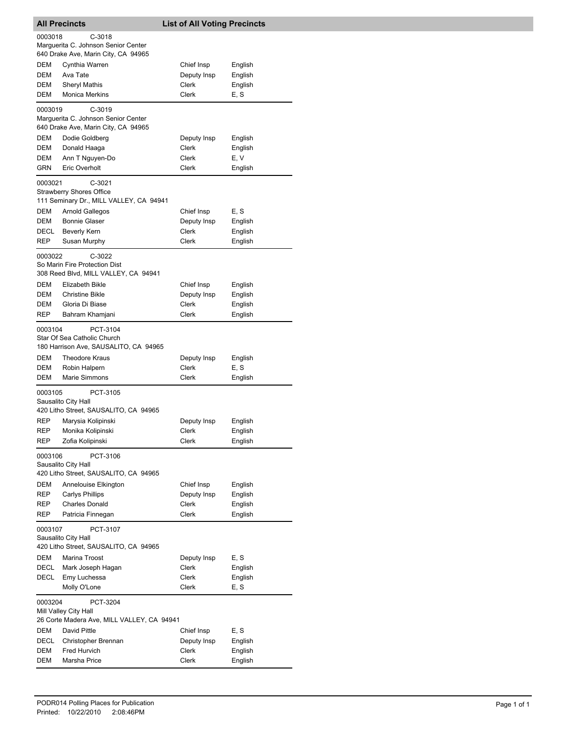## All Precincts — List of All Voting Precincts

**0003018** C-3018
Marguerita C. Johnson Senior Center
640 Drake Ave, Marin City, CA 94965

| Party | Name | Position | Language |
|---|---|---|---|
| DEM | Cynthia Warren | Chief Insp | English |
| DEM | Ava Tate | Deputy Insp | English |
| DEM | Sheryl Mathis | Clerk | English |
| DEM | Monica Merkins | Clerk | E, S |

**0003019** C-3019
Marguerita C. Johnson Senior Center
640 Drake Ave, Marin City, CA 94965

| Party | Name | Position | Language |
|---|---|---|---|
| DEM | Dodie Goldberg | Deputy Insp | English |
| DEM | Donald Haaga | Clerk | English |
| DEM | Ann T Nguyen-Do | Clerk | E, V |
| GRN | Eric Overholt | Clerk | English |

**0003021** C-3021
Strawberry Shores Office
111 Seminary Dr., MILL VALLEY, CA 94941

| Party | Name | Position | Language |
|---|---|---|---|
| DEM | Arnold Gallegos | Chief Insp | E, S |
| DEM | Bonnie Glaser | Deputy Insp | English |
| DECL | Beverly Kern | Clerk | English |
| REP | Susan Murphy | Clerk | English |

**0003022** C-3022
So Marin Fire Protection Dist
308 Reed Blvd, MILL VALLEY, CA 94941

| Party | Name | Position | Language |
|---|---|---|---|
| DEM | Elizabeth Bikle | Chief Insp | English |
| DEM | Christine Bikle | Deputy Insp | English |
| DEM | Gloria Di Biase | Clerk | English |
| REP | Bahram Khamjani | Clerk | English |

**0003104** PCT-3104
Star Of Sea Catholic Church
180 Harrison Ave, SAUSALITO, CA 94965

| Party | Name | Position | Language |
|---|---|---|---|
| DEM | Theodore Kraus | Deputy Insp | English |
| DEM | Robin Halpern | Clerk | E, S |
| DEM | Marie Simmons | Clerk | English |

**0003105** PCT-3105
Sausalito City Hall
420 Litho Street, SAUSALITO, CA 94965

| Party | Name | Position | Language |
|---|---|---|---|
| REP | Marysia Kolipinski | Deputy Insp | English |
| REP | Monika Kolipinski | Clerk | English |
| REP | Zofia Kolipinski | Clerk | English |

**0003106** PCT-3106
Sausalito City Hall
420 Litho Street, SAUSALITO, CA 94965

| Party | Name | Position | Language |
|---|---|---|---|
| DEM | Annelouise Elkington | Chief Insp | English |
| REP | Carlys Phillips | Deputy Insp | English |
| REP | Charles Donald | Clerk | English |
| REP | Patricia Finnegan | Clerk | English |

**0003107** PCT-3107
Sausalito City Hall
420 Litho Street, SAUSALITO, CA 94965

| Party | Name | Position | Language |
|---|---|---|---|
| DEM | Marina Troost | Deputy Insp | E, S |
| DECL | Mark Joseph Hagan | Clerk | English |
| DECL | Emy Luchessa | Clerk | English |
| | Molly O'Lone | Clerk | E, S |

**0003204** PCT-3204
Mill Valley City Hall
26 Corte Madera Ave, MILL VALLEY, CA 94941

| Party | Name | Position | Language |
|---|---|---|---|
| DEM | David Pittle | Chief Insp | E, S |
| DECL | Christopher Brennan | Deputy Insp | English |
| DEM | Fred Hurvich | Clerk | English |
| DEM | Marsha Price | Clerk | English |

PODR014 Polling Places for Publication
Printed: 10/22/2010 2:08:46PM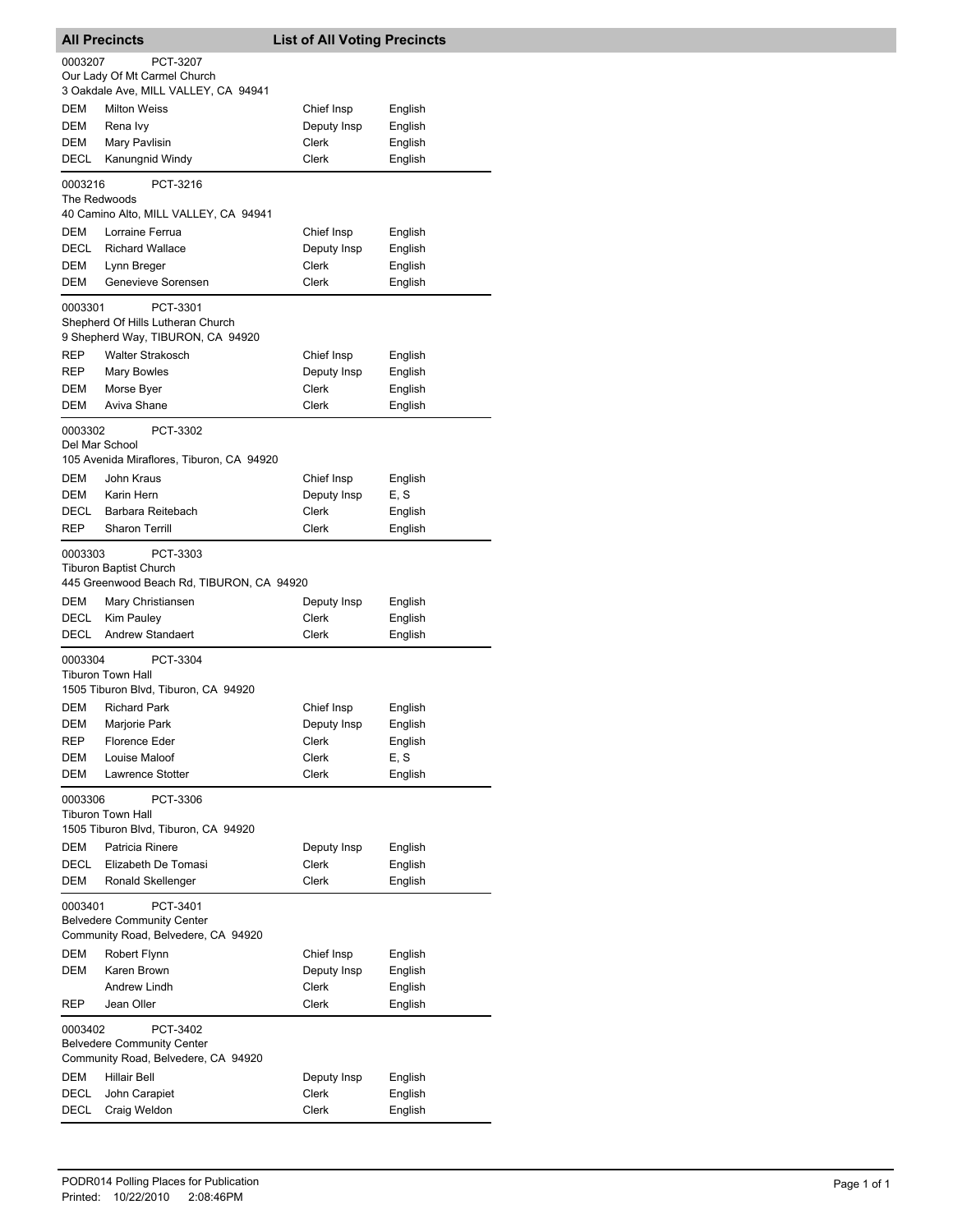**All Precincts** **List of All Voting Precincts**

0003207 PCT-3207
Our Lady Of Mt Carmel Church
3 Oakdale Ave, MILL VALLEY, CA 94941

| | | | |
|---|---|---|---|
| DEM | Milton Weiss | Chief Insp | English |
| DEM | Rena Ivy | Deputy Insp | English |
| DEM | Mary Pavlisin | Clerk | English |
| DECL | Kanungnid Windy | Clerk | English |

0003216 PCT-3216
The Redwoods
40 Camino Alto, MILL VALLEY, CA 94941

| | | | |
|---|---|---|---|
| DEM | Lorraine Ferrua | Chief Insp | English |
| DECL | Richard Wallace | Deputy Insp | English |
| DEM | Lynn Breger | Clerk | English |
| DEM | Genevieve Sorensen | Clerk | English |

0003301 PCT-3301
Shepherd Of Hills Lutheran Church
9 Shepherd Way, TIBURON, CA 94920

| | | | |
|---|---|---|---|
| REP | Walter Strakosch | Chief Insp | English |
| REP | Mary Bowles | Deputy Insp | English |
| DEM | Morse Byer | Clerk | English |
| DEM | Aviva Shane | Clerk | English |

0003302 PCT-3302
Del Mar School
105 Avenida Miraflores, Tiburon, CA 94920

| | | | |
|---|---|---|---|
| DEM | John Kraus | Chief Insp | English |
| DEM | Karin Hern | Deputy Insp | E, S |
| DECL | Barbara Reitebach | Clerk | English |
| REP | Sharon Terrill | Clerk | English |

0003303 PCT-3303
Tiburon Baptist Church
445 Greenwood Beach Rd, TIBURON, CA 94920

| | | | |
|---|---|---|---|
| DEM | Mary Christiansen | Deputy Insp | English |
| DECL | Kim Pauley | Clerk | English |
| DECL | Andrew Standaert | Clerk | English |

0003304 PCT-3304
Tiburon Town Hall
1505 Tiburon Blvd, Tiburon, CA 94920

| | | | |
|---|---|---|---|
| DEM | Richard Park | Chief Insp | English |
| DEM | Marjorie Park | Deputy Insp | English |
| REP | Florence Eder | Clerk | English |
| DEM | Louise Maloof | Clerk | E, S |
| DEM | Lawrence Stotter | Clerk | English |

0003306 PCT-3306
Tiburon Town Hall
1505 Tiburon Blvd, Tiburon, CA 94920

| | | | |
|---|---|---|---|
| DEM | Patricia Rinere | Deputy Insp | English |
| DECL | Elizabeth De Tomasi | Clerk | English |
| DEM | Ronald Skellenger | Clerk | English |

0003401 PCT-3401
Belvedere Community Center
Community Road, Belvedere, CA 94920

| | | | |
|---|---|---|---|
| DEM | Robert Flynn | Chief Insp | English |
| DEM | Karen Brown | Deputy Insp | English |
| | Andrew Lindh | Clerk | English |
| REP | Jean Oller | Clerk | English |

0003402 PCT-3402
Belvedere Community Center
Community Road, Belvedere, CA 94920

| | | | |
|---|---|---|---|
| DEM | Hillair Bell | Deputy Insp | English |
| DECL | John Carapiet | Clerk | English |
| DECL | Craig Weldon | Clerk | English |

PODR014 Polling Places for Publication
Printed: 10/22/2010 2:08:46PM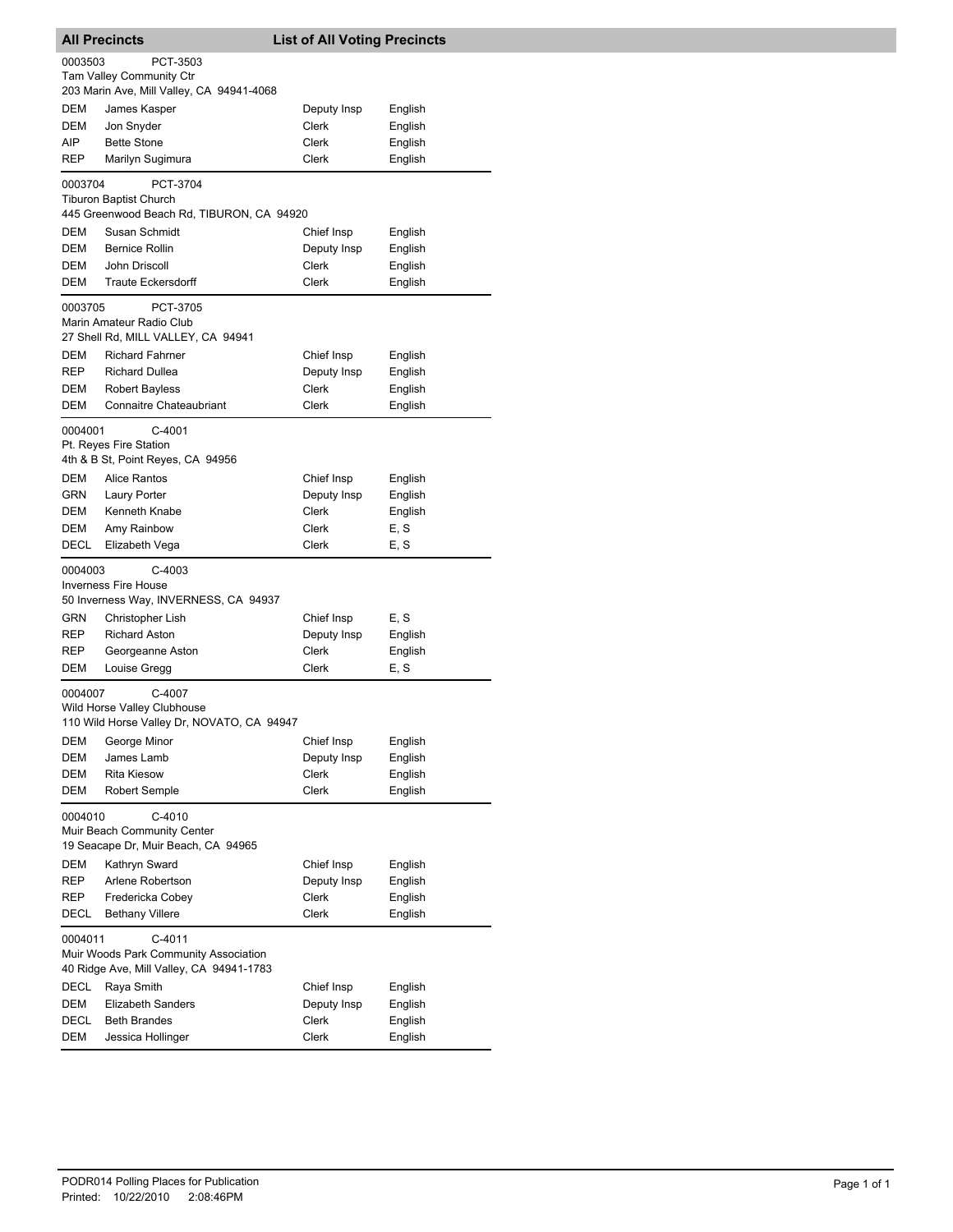## All Precincts — List of All Voting Precincts

**0003503 PCT-3503**
Tam Valley Community Ctr
203 Marin Ave, Mill Valley, CA 94941-4068

| Party | Name | Position | Language |
|---|---|---|---|
| DEM | James Kasper | Deputy Insp | English |
| DEM | Jon Snyder | Clerk | English |
| AIP | Bette Stone | Clerk | English |
| REP | Marilyn Sugimura | Clerk | English |

**0003704 PCT-3704**
Tiburon Baptist Church
445 Greenwood Beach Rd, TIBURON, CA 94920

| Party | Name | Position | Language |
|---|---|---|---|
| DEM | Susan Schmidt | Chief Insp | English |
| DEM | Bernice Rollin | Deputy Insp | English |
| DEM | John Driscoll | Clerk | English |
| DEM | Traute Eckersdorff | Clerk | English |

**0003705 PCT-3705**
Marin Amateur Radio Club
27 Shell Rd, MILL VALLEY, CA 94941

| Party | Name | Position | Language |
|---|---|---|---|
| DEM | Richard Fahrner | Chief Insp | English |
| REP | Richard Dullea | Deputy Insp | English |
| DEM | Robert Bayless | Clerk | English |
| DEM | Connaitre Chateaubriant | Clerk | English |

**0004001 C-4001**
Pt. Reyes Fire Station
4th & B St, Point Reyes, CA 94956

| Party | Name | Position | Language |
|---|---|---|---|
| DEM | Alice Rantos | Chief Insp | English |
| GRN | Laury Porter | Deputy Insp | English |
| DEM | Kenneth Knabe | Clerk | English |
| DEM | Amy Rainbow | Clerk | E, S |
| DECL | Elizabeth Vega | Clerk | E, S |

**0004003 C-4003**
Inverness Fire House
50 Inverness Way, INVERNESS, CA 94937

| Party | Name | Position | Language |
|---|---|---|---|
| GRN | Christopher Lish | Chief Insp | E, S |
| REP | Richard Aston | Deputy Insp | English |
| REP | Georgeanne Aston | Clerk | English |
| DEM | Louise Gregg | Clerk | E, S |

**0004007 C-4007**
Wild Horse Valley Clubhouse
110 Wild Horse Valley Dr, NOVATO, CA 94947

| Party | Name | Position | Language |
|---|---|---|---|
| DEM | George Minor | Chief Insp | English |
| DEM | James Lamb | Deputy Insp | English |
| DEM | Rita Kiesow | Clerk | English |
| DEM | Robert Semple | Clerk | English |

**0004010 C-4010**
Muir Beach Community Center
19 Seacape Dr, Muir Beach, CA 94965

| Party | Name | Position | Language |
|---|---|---|---|
| DEM | Kathryn Sward | Chief Insp | English |
| REP | Arlene Robertson | Deputy Insp | English |
| REP | Fredericka Cobey | Clerk | English |
| DECL | Bethany Villere | Clerk | English |

**0004011 C-4011**
Muir Woods Park Community Association
40 Ridge Ave, Mill Valley, CA 94941-1783

| Party | Name | Position | Language |
|---|---|---|---|
| DECL | Raya Smith | Chief Insp | English |
| DEM | Elizabeth Sanders | Deputy Insp | English |
| DECL | Beth Brandes | Clerk | English |
| DEM | Jessica Hollinger | Clerk | English |

PODR014 Polling Places for Publication
Printed: 10/22/2010 2:08:46PM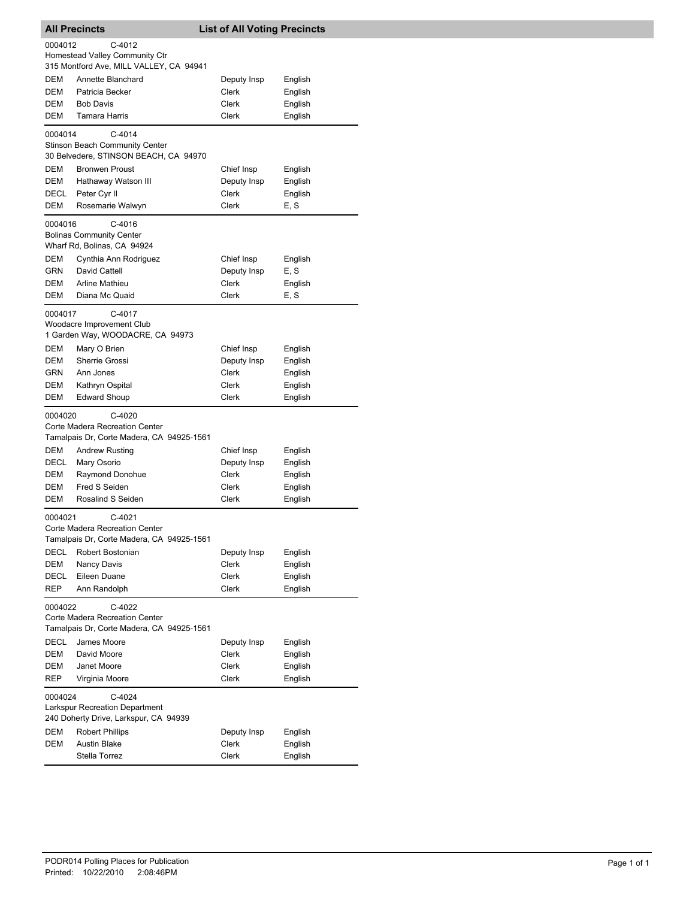## All Precincts — List of All Voting Precincts

**0004012 C-4012**
Homestead Valley Community Ctr
315 Montford Ave, MILL VALLEY, CA 94941

| | | | |
|---|---|---|---|
| DEM | Annette Blanchard | Deputy Insp | English |
| DEM | Patricia Becker | Clerk | English |
| DEM | Bob Davis | Clerk | English |
| DEM | Tamara Harris | Clerk | English |

**0004014 C-4014**
Stinson Beach Community Center
30 Belvedere, STINSON BEACH, CA 94970

| | | | |
|---|---|---|---|
| DEM | Bronwen Proust | Chief Insp | English |
| DEM | Hathaway Watson III | Deputy Insp | English |
| DECL | Peter Cyr II | Clerk | English |
| DEM | Rosemarie Walwyn | Clerk | E, S |

**0004016 C-4016**
Bolinas Community Center
Wharf Rd, Bolinas, CA 94924

| | | | |
|---|---|---|---|
| DEM | Cynthia Ann Rodriguez | Chief Insp | English |
| GRN | David Cattell | Deputy Insp | E, S |
| DEM | Arline Mathieu | Clerk | English |
| DEM | Diana Mc Quaid | Clerk | E, S |

**0004017 C-4017**
Woodacre Improvement Club
1 Garden Way, WOODACRE, CA 94973

| | | | |
|---|---|---|---|
| DEM | Mary O Brien | Chief Insp | English |
| DEM | Sherrie Grossi | Deputy Insp | English |
| GRN | Ann Jones | Clerk | English |
| DEM | Kathryn Ospital | Clerk | English |
| DEM | Edward Shoup | Clerk | English |

**0004020 C-4020**
Corte Madera Recreation Center
Tamalpais Dr, Corte Madera, CA 94925-1561

| | | | |
|---|---|---|---|
| DEM | Andrew Rusting | Chief Insp | English |
| DECL | Mary Osorio | Deputy Insp | English |
| DEM | Raymond Donohue | Clerk | English |
| DEM | Fred S Seiden | Clerk | English |
| DEM | Rosalind S Seiden | Clerk | English |

**0004021 C-4021**
Corte Madera Recreation Center
Tamalpais Dr, Corte Madera, CA 94925-1561

| | | | |
|---|---|---|---|
| DECL | Robert Bostonian | Deputy Insp | English |
| DEM | Nancy Davis | Clerk | English |
| DECL | Eileen Duane | Clerk | English |
| REP | Ann Randolph | Clerk | English |

**0004022 C-4022**
Corte Madera Recreation Center
Tamalpais Dr, Corte Madera, CA 94925-1561

| | | | |
|---|---|---|---|
| DECL | James Moore | Deputy Insp | English |
| DEM | David Moore | Clerk | English |
| DEM | Janet Moore | Clerk | English |
| REP | Virginia Moore | Clerk | English |

**0004024 C-4024**
Larkspur Recreation Department
240 Doherty Drive, Larkspur, CA 94939

| | | | |
|---|---|---|---|
| DEM | Robert Phillips | Deputy Insp | English |
| DEM | Austin Blake | Clerk | English |
| | Stella Torrez | Clerk | English |

PODR014 Polling Places for Publication
Printed: 10/22/2010 2:08:46PM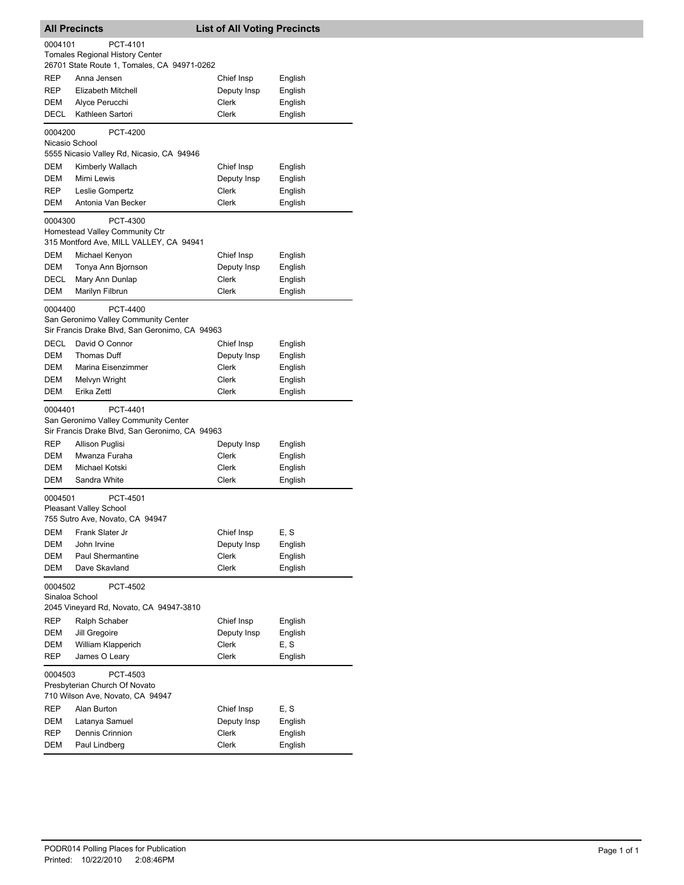## All Precincts — List of All Voting Precincts

**0004101** PCT-4101
Tomales Regional History Center
26701 State Route 1, Tomales, CA 94971-0262

| Party | Name | Position | Language |
|---|---|---|---|
| REP | Anna Jensen | Chief Insp | English |
| REP | Elizabeth Mitchell | Deputy Insp | English |
| DEM | Alyce Perucchi | Clerk | English |
| DECL | Kathleen Sartori | Clerk | English |

**0004200** PCT-4200
Nicasio School
5555 Nicasio Valley Rd, Nicasio, CA 94946

| Party | Name | Position | Language |
|---|---|---|---|
| DEM | Kimberly Wallach | Chief Insp | English |
| DEM | Mimi Lewis | Deputy Insp | English |
| REP | Leslie Gompertz | Clerk | English |
| DEM | Antonia Van Becker | Clerk | English |

**0004300** PCT-4300
Homestead Valley Community Ctr
315 Montford Ave, MILL VALLEY, CA 94941

| Party | Name | Position | Language |
|---|---|---|---|
| DEM | Michael Kenyon | Chief Insp | English |
| DEM | Tonya Ann Bjornson | Deputy Insp | English |
| DECL | Mary Ann Dunlap | Clerk | English |
| DEM | Marilyn Filbrun | Clerk | English |

**0004400** PCT-4400
San Geronimo Valley Community Center
Sir Francis Drake Blvd, San Geronimo, CA 94963

| Party | Name | Position | Language |
|---|---|---|---|
| DECL | David O Connor | Chief Insp | English |
| DEM | Thomas Duff | Deputy Insp | English |
| DEM | Marina Eisenzimmer | Clerk | English |
| DEM | Melvyn Wright | Clerk | English |
| DEM | Erika Zettl | Clerk | English |

**0004401** PCT-4401
San Geronimo Valley Community Center
Sir Francis Drake Blvd, San Geronimo, CA 94963

| Party | Name | Position | Language |
|---|---|---|---|
| REP | Allison Puglisi | Deputy Insp | English |
| DEM | Mwanza Furaha | Clerk | English |
| DEM | Michael Kotski | Clerk | English |
| DEM | Sandra White | Clerk | English |

**0004501** PCT-4501
Pleasant Valley School
755 Sutro Ave, Novato, CA 94947

| Party | Name | Position | Language |
|---|---|---|---|
| DEM | Frank Slater Jr | Chief Insp | E, S |
| DEM | John Irvine | Deputy Insp | English |
| DEM | Paul Shermantine | Clerk | English |
| DEM | Dave Skavland | Clerk | English |

**0004502** PCT-4502
Sinaloa School
2045 Vineyard Rd, Novato, CA 94947-3810

| Party | Name | Position | Language |
|---|---|---|---|
| REP | Ralph Schaber | Chief Insp | English |
| DEM | Jill Gregoire | Deputy Insp | English |
| DEM | William Klapperich | Clerk | E, S |
| REP | James O Leary | Clerk | English |

**0004503** PCT-4503
Presbyterian Church Of Novato
710 Wilson Ave, Novato, CA 94947

| Party | Name | Position | Language |
|---|---|---|---|
| REP | Alan Burton | Chief Insp | E, S |
| DEM | Latanya Samuel | Deputy Insp | English |
| REP | Dennis Crinnion | Clerk | English |
| DEM | Paul Lindberg | Clerk | English |

PODR014 Polling Places for Publication
Printed: 10/22/2010 2:08:46PM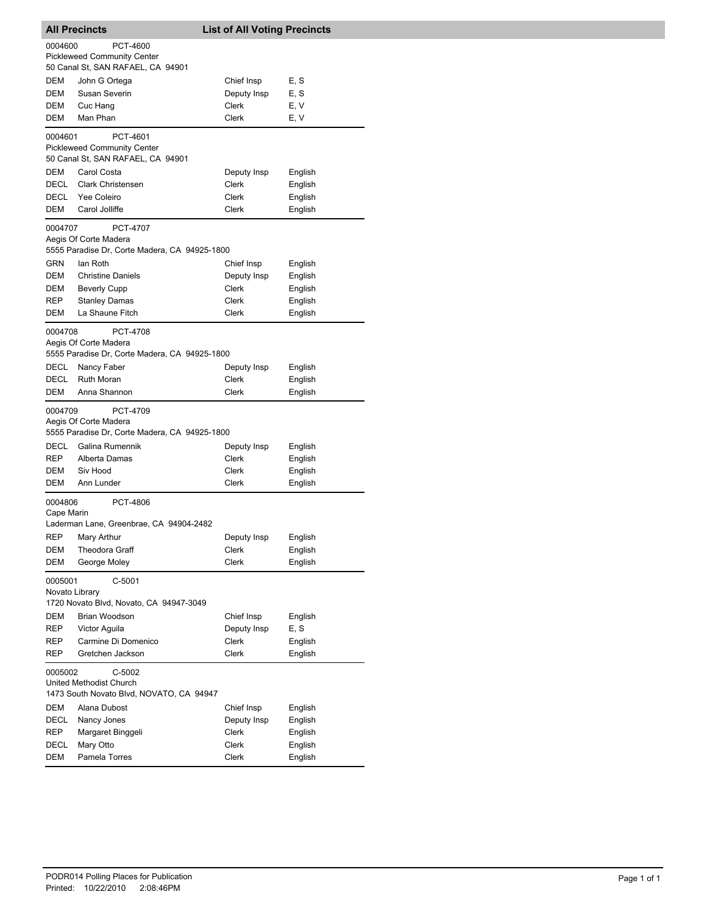## All Precincts — List of All Voting Precincts

**0004600** PCT-4600
Pickleweed Community Center
50 Canal St, SAN RAFAEL, CA 94901

| Party | Name | Position | Language |
|---|---|---|---|
| DEM | John G Ortega | Chief Insp | E, S |
| DEM | Susan Severin | Deputy Insp | E, S |
| DEM | Cuc Hang | Clerk | E, V |
| DEM | Man Phan | Clerk | E, V |

**0004601** PCT-4601
Pickleweed Community Center
50 Canal St, SAN RAFAEL, CA 94901

| Party | Name | Position | Language |
|---|---|---|---|
| DEM | Carol Costa | Deputy Insp | English |
| DECL | Clark Christensen | Clerk | English |
| DECL | Yee Coleiro | Clerk | English |
| DEM | Carol Jolliffe | Clerk | English |

**0004707** PCT-4707
Aegis Of Corte Madera
5555 Paradise Dr, Corte Madera, CA 94925-1800

| Party | Name | Position | Language |
|---|---|---|---|
| GRN | Ian Roth | Chief Insp | English |
| DEM | Christine Daniels | Deputy Insp | English |
| DEM | Beverly Cupp | Clerk | English |
| REP | Stanley Damas | Clerk | English |
| DEM | La Shaune Fitch | Clerk | English |

**0004708** PCT-4708
Aegis Of Corte Madera
5555 Paradise Dr, Corte Madera, CA 94925-1800

| Party | Name | Position | Language |
|---|---|---|---|
| DECL | Nancy Faber | Deputy Insp | English |
| DECL | Ruth Moran | Clerk | English |
| DEM | Anna Shannon | Clerk | English |

**0004709** PCT-4709
Aegis Of Corte Madera
5555 Paradise Dr, Corte Madera, CA 94925-1800

| Party | Name | Position | Language |
|---|---|---|---|
| DECL | Galina Rumennik | Deputy Insp | English |
| REP | Alberta Damas | Clerk | English |
| DEM | Siv Hood | Clerk | English |
| DEM | Ann Lunder | Clerk | English |

**0004806** PCT-4806
Cape Marin
Laderman Lane, Greenbrae, CA 94904-2482

| Party | Name | Position | Language |
|---|---|---|---|
| REP | Mary Arthur | Deputy Insp | English |
| DEM | Theodora Graff | Clerk | English |
| DEM | George Moley | Clerk | English |

**0005001** C-5001
Novato Library
1720 Novato Blvd, Novato, CA 94947-3049

| Party | Name | Position | Language |
|---|---|---|---|
| DEM | Brian Woodson | Chief Insp | English |
| REP | Victor Aguila | Deputy Insp | E, S |
| REP | Carmine Di Domenico | Clerk | English |
| REP | Gretchen Jackson | Clerk | English |

**0005002** C-5002
United Methodist Church
1473 South Novato Blvd, NOVATO, CA 94947

| Party | Name | Position | Language |
|---|---|---|---|
| DEM | Alana Dubost | Chief Insp | English |
| DECL | Nancy Jones | Deputy Insp | English |
| REP | Margaret Binggeli | Clerk | English |
| DECL | Mary Otto | Clerk | English |
| DEM | Pamela Torres | Clerk | English |

PODR014 Polling Places for Publication
Printed: 10/22/2010 2:08:46PM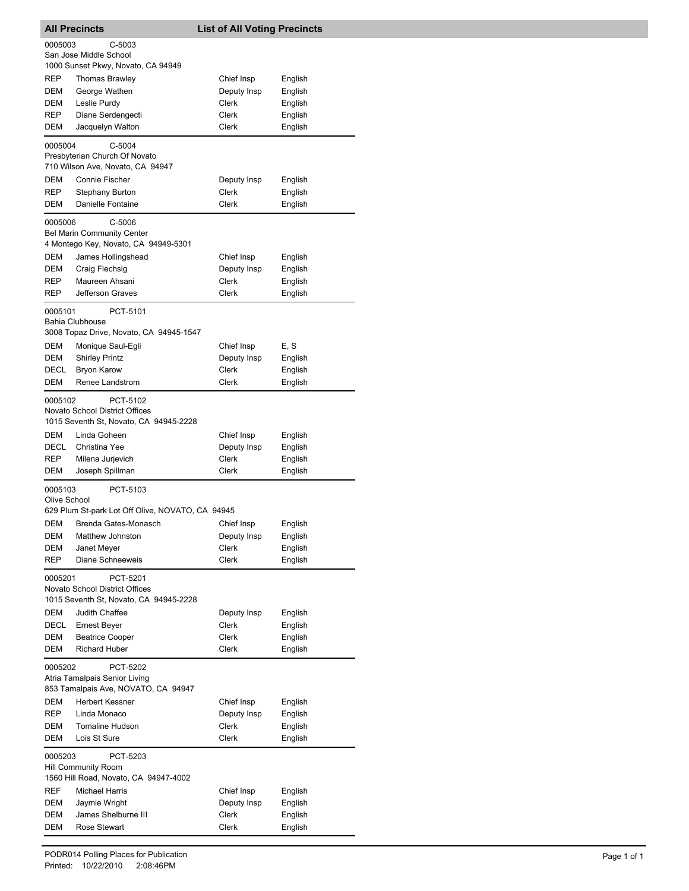## All Precincts — List of All Voting Precincts

**0005003 C-5003**
San Jose Middle School
1000 Sunset Pkwy, Novato, CA 94949

| | | | |
|---|---|---|---|
| REP | Thomas Brawley | Chief Insp | English |
| DEM | George Wathen | Deputy Insp | English |
| DEM | Leslie Purdy | Clerk | English |
| REP | Diane Serdengecti | Clerk | English |
| DEM | Jacquelyn Walton | Clerk | English |

**0005004 C-5004**
Presbyterian Church Of Novato
710 Wilson Ave, Novato, CA 94947

| | | | |
|---|---|---|---|
| DEM | Connie Fischer | Deputy Insp | English |
| REP | Stephany Burton | Clerk | English |
| DEM | Danielle Fontaine | Clerk | English |

**0005006 C-5006**
Bel Marin Community Center
4 Montego Key, Novato, CA 94949-5301

| | | | |
|---|---|---|---|
| DEM | James Hollingshead | Chief Insp | English |
| DEM | Craig Flechsig | Deputy Insp | English |
| REP | Maureen Ahsani | Clerk | English |
| REP | Jefferson Graves | Clerk | English |

**0005101 PCT-5101**
Bahia Clubhouse
3008 Topaz Drive, Novato, CA 94945-1547

| | | | |
|---|---|---|---|
| DEM | Monique Saul-Egli | Chief Insp | E, S |
| DEM | Shirley Printz | Deputy Insp | English |
| DECL | Bryon Karow | Clerk | English |
| DEM | Renee Landstrom | Clerk | English |

**0005102 PCT-5102**
Novato School District Offices
1015 Seventh St, Novato, CA 94945-2228

| | | | |
|---|---|---|---|
| DEM | Linda Goheen | Chief Insp | English |
| DECL | Christina Yee | Deputy Insp | English |
| REP | Milena Jurjevich | Clerk | English |
| DEM | Joseph Spillman | Clerk | English |

**0005103 PCT-5103**
Olive School
629 Plum St-park Lot Off Olive, NOVATO, CA 94945

| | | | |
|---|---|---|---|
| DEM | Brenda Gates-Monasch | Chief Insp | English |
| DEM | Matthew Johnston | Deputy Insp | English |
| DEM | Janet Meyer | Clerk | English |
| REP | Diane Schneeweis | Clerk | English |

**0005201 PCT-5201**
Novato School District Offices
1015 Seventh St, Novato, CA 94945-2228

| | | | |
|---|---|---|---|
| DEM | Judith Chaffee | Deputy Insp | English |
| DECL | Ernest Beyer | Clerk | English |
| DEM | Beatrice Cooper | Clerk | English |
| DEM | Richard Huber | Clerk | English |

**0005202 PCT-5202**
Atria Tamalpais Senior Living
853 Tamalpais Ave, NOVATO, CA 94947

| | | | |
|---|---|---|---|
| DEM | Herbert Kessner | Chief Insp | English |
| REP | Linda Monaco | Deputy Insp | English |
| DEM | Tomaline Hudson | Clerk | English |
| DEM | Lois St Sure | Clerk | English |

**0005203 PCT-5203**
Hill Community Room
1560 Hill Road, Novato, CA 94947-4002

| | | | |
|---|---|---|---|
| REF | Michael Harris | Chief Insp | English |
| DEM | Jaymie Wright | Deputy Insp | English |
| DEM | James Shelburne III | Clerk | English |
| DEM | Rose Stewart | Clerk | English |

PODR014 Polling Places for Publication
Printed: 10/22/2010 2:08:46PM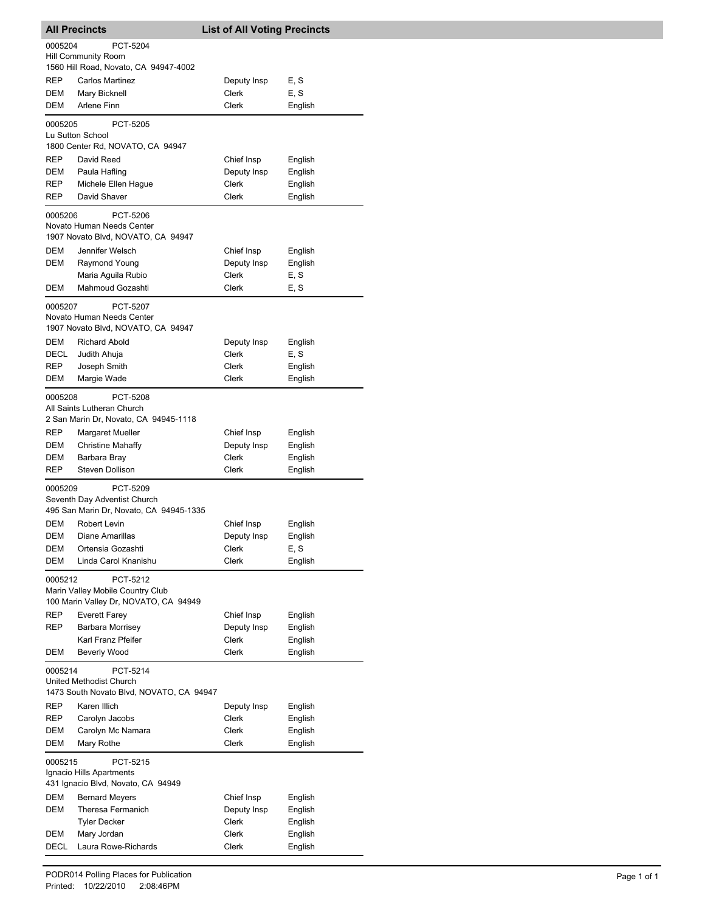## All Precincts — List of All Voting Precincts

**0005204 PCT-5204**
Hill Community Room
1560 Hill Road, Novato, CA 94947-4002

| | | | |
|---|---|---|---|
| REP | Carlos Martinez | Deputy Insp | E, S |
| DEM | Mary Bicknell | Clerk | E, S |
| DEM | Arlene Finn | Clerk | English |

**0005205 PCT-5205**
Lu Sutton School
1800 Center Rd, NOVATO, CA 94947

| | | | |
|---|---|---|---|
| REP | David Reed | Chief Insp | English |
| DEM | Paula Hafling | Deputy Insp | English |
| REP | Michele Ellen Hague | Clerk | English |
| REP | David Shaver | Clerk | English |

**0005206 PCT-5206**
Novato Human Needs Center
1907 Novato Blvd, NOVATO, CA 94947

| | | | |
|---|---|---|---|
| DEM | Jennifer Welsch | Chief Insp | English |
| DEM | Raymond Young | Deputy Insp | English |
| | Maria Aguila Rubio | Clerk | E, S |
| DEM | Mahmoud Gozashti | Clerk | E, S |

**0005207 PCT-5207**
Novato Human Needs Center
1907 Novato Blvd, NOVATO, CA 94947

| | | | |
|---|---|---|---|
| DEM | Richard Abold | Deputy Insp | English |
| DECL | Judith Ahuja | Clerk | E, S |
| REP | Joseph Smith | Clerk | English |
| DEM | Margie Wade | Clerk | English |

**0005208 PCT-5208**
All Saints Lutheran Church
2 San Marin Dr, Novato, CA 94945-1118

| | | | |
|---|---|---|---|
| REP | Margaret Mueller | Chief Insp | English |
| DEM | Christine Mahaffy | Deputy Insp | English |
| DEM | Barbara Bray | Clerk | English |
| REP | Steven Dollison | Clerk | English |

**0005209 PCT-5209**
Seventh Day Adventist Church
495 San Marin Dr, Novato, CA 94945-1335

| | | | |
|---|---|---|---|
| DEM | Robert Levin | Chief Insp | English |
| DEM | Diane Amarillas | Deputy Insp | English |
| DEM | Ortensia Gozashti | Clerk | E, S |
| DEM | Linda Carol Knanishu | Clerk | English |

**0005212 PCT-5212**
Marin Valley Mobile Country Club
100 Marin Valley Dr, NOVATO, CA 94949

| | | | |
|---|---|---|---|
| REP | Everett Farey | Chief Insp | English |
| REP | Barbara Morrisey | Deputy Insp | English |
| | Karl Franz Pfeifer | Clerk | English |
| DEM | Beverly Wood | Clerk | English |

**0005214 PCT-5214**
United Methodist Church
1473 South Novato Blvd, NOVATO, CA 94947

| | | | |
|---|---|---|---|
| REP | Karen Illich | Deputy Insp | English |
| REP | Carolyn Jacobs | Clerk | English |
| DEM | Carolyn Mc Namara | Clerk | English |
| DEM | Mary Rothe | Clerk | English |

**0005215 PCT-5215**
Ignacio Hills Apartments
431 Ignacio Blvd, Novato, CA 94949

| | | | |
|---|---|---|---|
| DEM | Bernard Meyers | Chief Insp | English |
| DEM | Theresa Fermanich | Deputy Insp | English |
| | Tyler Decker | Clerk | English |
| DEM | Mary Jordan | Clerk | English |
| DECL | Laura Rowe-Richards | Clerk | English |

PODR014 Polling Places for Publication
Printed: 10/22/2010 2:08:46PM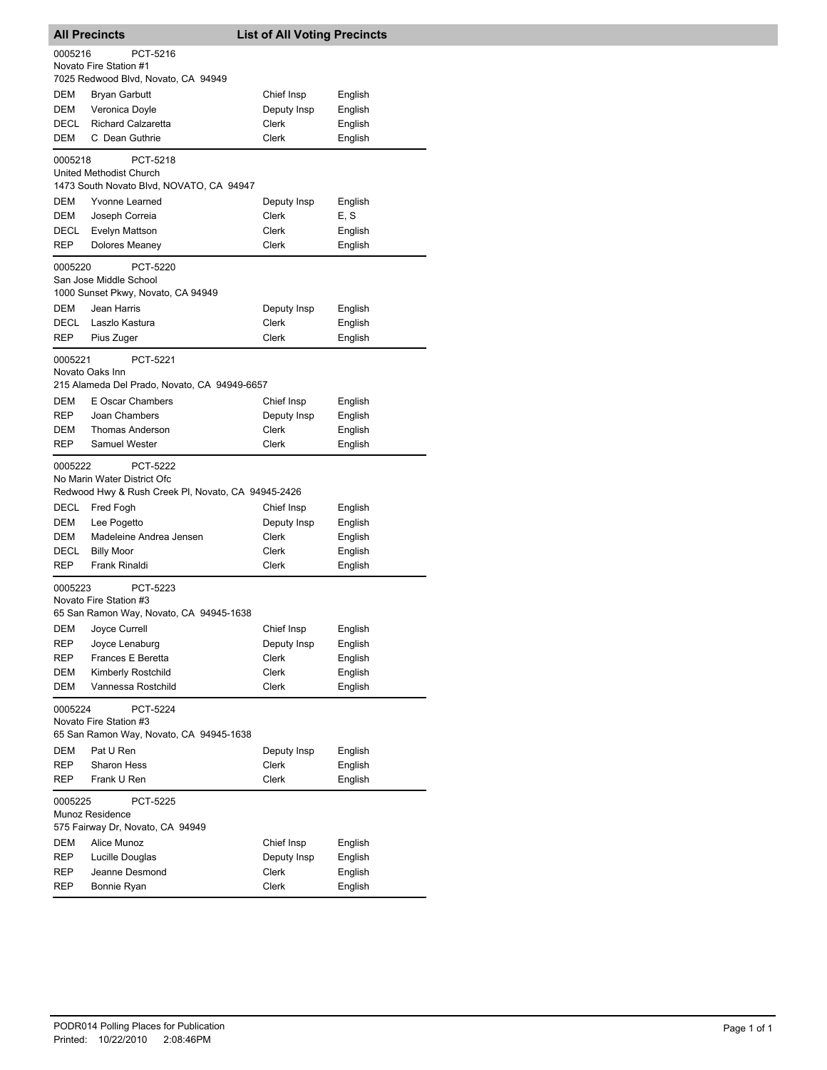## All Precincts — List of All Voting Precincts

**0005216 PCT-5216**
Novato Fire Station #1
7025 Redwood Blvd, Novato, CA 94949

| | | | |
|---|---|---|---|
| DEM | Bryan Garbutt | Chief Insp | English |
| DEM | Veronica Doyle | Deputy Insp | English |
| DECL | Richard Calzaretta | Clerk | English |
| DEM | C Dean Guthrie | Clerk | English |

**0005218 PCT-5218**
United Methodist Church
1473 South Novato Blvd, NOVATO, CA 94947

| | | | |
|---|---|---|---|
| DEM | Yvonne Learned | Deputy Insp | English |
| DEM | Joseph Correia | Clerk | E, S |
| DECL | Evelyn Mattson | Clerk | English |
| REP | Dolores Meaney | Clerk | English |

**0005220 PCT-5220**
San Jose Middle School
1000 Sunset Pkwy, Novato, CA 94949

| | | | |
|---|---|---|---|
| DEM | Jean Harris | Deputy Insp | English |
| DECL | Laszlo Kastura | Clerk | English |
| REP | Pius Zuger | Clerk | English |

**0005221 PCT-5221**
Novato Oaks Inn
215 Alameda Del Prado, Novato, CA 94949-6657

| | | | |
|---|---|---|---|
| DEM | E Oscar Chambers | Chief Insp | English |
| REP | Joan Chambers | Deputy Insp | English |
| DEM | Thomas Anderson | Clerk | English |
| REP | Samuel Wester | Clerk | English |

**0005222 PCT-5222**
No Marin Water District Ofc
Redwood Hwy & Rush Creek Pl, Novato, CA 94945-2426

| | | | |
|---|---|---|---|
| DECL | Fred Fogh | Chief Insp | English |
| DEM | Lee Pogetto | Deputy Insp | English |
| DEM | Madeleine Andrea Jensen | Clerk | English |
| DECL | Billy Moor | Clerk | English |
| REP | Frank Rinaldi | Clerk | English |

**0005223 PCT-5223**
Novato Fire Station #3
65 San Ramon Way, Novato, CA 94945-1638

| | | | |
|---|---|---|---|
| DEM | Joyce Currell | Chief Insp | English |
| REP | Joyce Lenaburg | Deputy Insp | English |
| REP | Frances E Beretta | Clerk | English |
| DEM | Kimberly Rostchild | Clerk | English |
| DEM | Vannessa Rostchild | Clerk | English |

**0005224 PCT-5224**
Novato Fire Station #3
65 San Ramon Way, Novato, CA 94945-1638

| | | | |
|---|---|---|---|
| DEM | Pat U Ren | Deputy Insp | English |
| REP | Sharon Hess | Clerk | English |
| REP | Frank U Ren | Clerk | English |

**0005225 PCT-5225**
Munoz Residence
575 Fairway Dr, Novato, CA 94949

| | | | |
|---|---|---|---|
| DEM | Alice Munoz | Chief Insp | English |
| REP | Lucille Douglas | Deputy Insp | English |
| REP | Jeanne Desmond | Clerk | English |
| REP | Bonnie Ryan | Clerk | English |

PODR014 Polling Places for Publication
Printed: 10/22/2010 2:08:46PM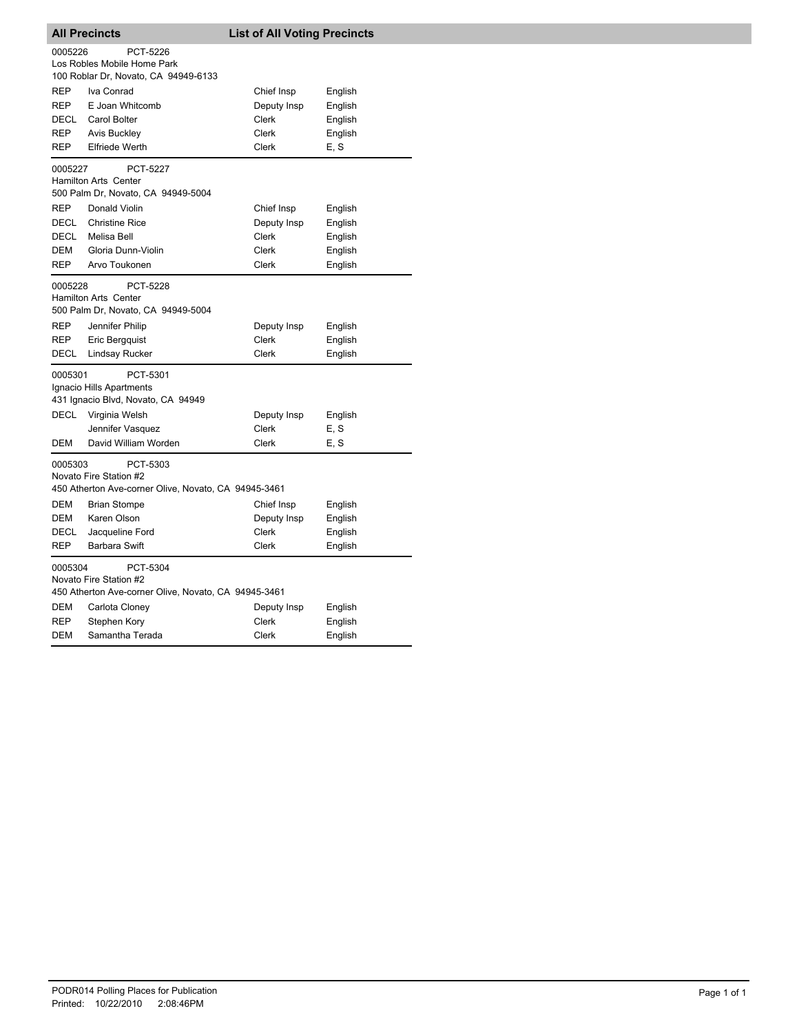## All Precincts — List of All Voting Precincts

**0005226** PCT-5226
Los Robles Mobile Home Park
100 Roblar Dr, Novato, CA 94949-6133

| Party | Name | Position | Language |
|---|---|---|---|
| REP | Iva Conrad | Chief Insp | English |
| REP | E Joan Whitcomb | Deputy Insp | English |
| DECL | Carol Bolter | Clerk | English |
| REP | Avis Buckley | Clerk | English |
| REP | Elfriede Werth | Clerk | E, S |

**0005227** PCT-5227
Hamilton Arts Center
500 Palm Dr, Novato, CA 94949-5004

| Party | Name | Position | Language |
|---|---|---|---|
| REP | Donald Violin | Chief Insp | English |
| DECL | Christine Rice | Deputy Insp | English |
| DECL | Melisa Bell | Clerk | English |
| DEM | Gloria Dunn-Violin | Clerk | English |
| REP | Arvo Toukonen | Clerk | English |

**0005228** PCT-5228
Hamilton Arts Center
500 Palm Dr, Novato, CA 94949-5004

| Party | Name | Position | Language |
|---|---|---|---|
| REP | Jennifer Philip | Deputy Insp | English |
| REP | Eric Bergquist | Clerk | English |
| DECL | Lindsay Rucker | Clerk | English |

**0005301** PCT-5301
Ignacio Hills Apartments
431 Ignacio Blvd, Novato, CA 94949

| Party | Name | Position | Language |
|---|---|---|---|
| DECL | Virginia Welsh | Deputy Insp | English |
| | Jennifer Vasquez | Clerk | E, S |
| DEM | David William Worden | Clerk | E, S |

**0005303** PCT-5303
Novato Fire Station #2
450 Atherton Ave-corner Olive, Novato, CA 94945-3461

| Party | Name | Position | Language |
|---|---|---|---|
| DEM | Brian Stompe | Chief Insp | English |
| DEM | Karen Olson | Deputy Insp | English |
| DECL | Jacqueline Ford | Clerk | English |
| REP | Barbara Swift | Clerk | English |

**0005304** PCT-5304
Novato Fire Station #2
450 Atherton Ave-corner Olive, Novato, CA 94945-3461

| Party | Name | Position | Language |
|---|---|---|---|
| DEM | Carlota Cloney | Deputy Insp | English |
| REP | Stephen Kory | Clerk | English |
| DEM | Samantha Terada | Clerk | English |

PODR014 Polling Places for Publication
Printed: 10/22/2010 2:08:46PM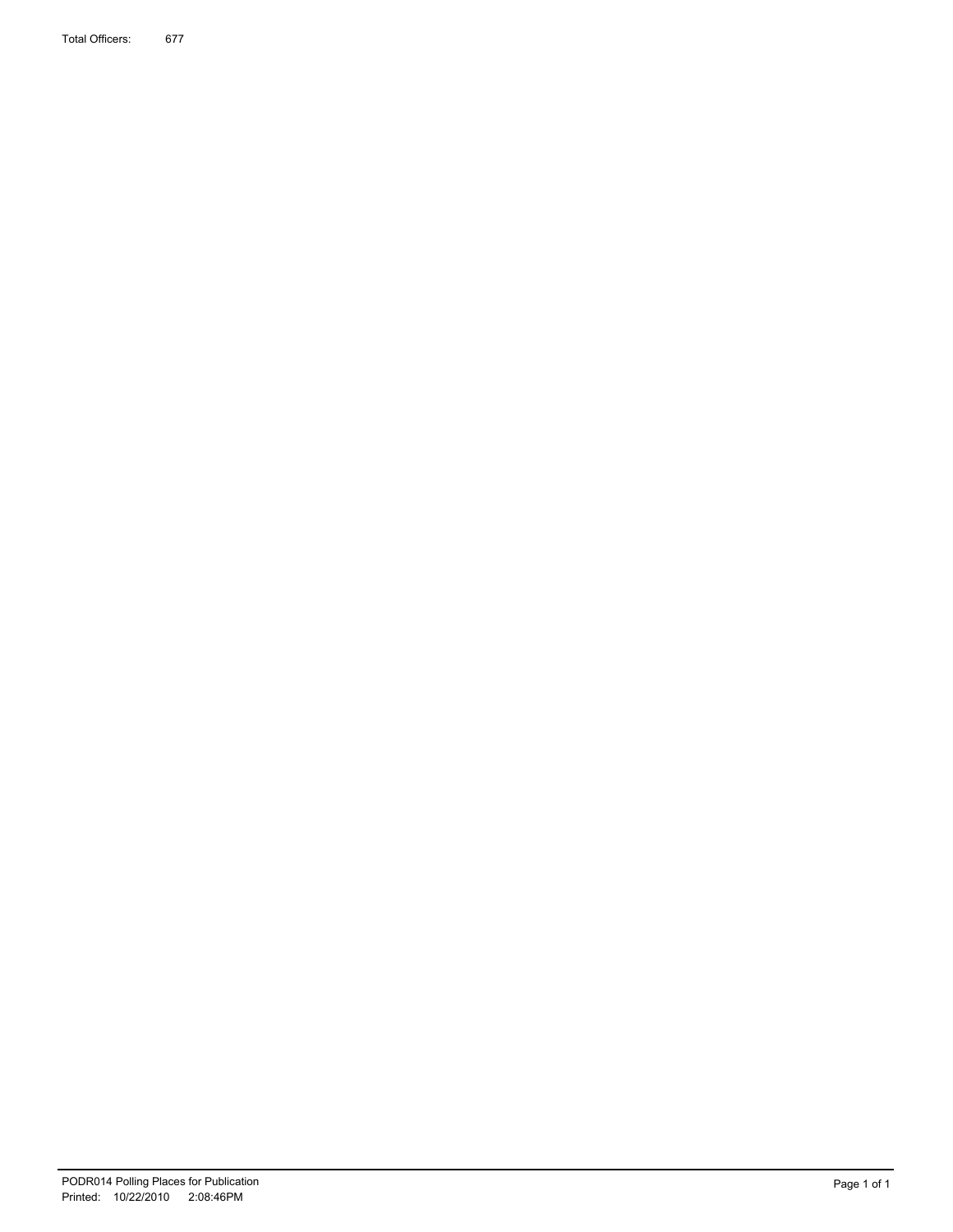Total Officers: 677